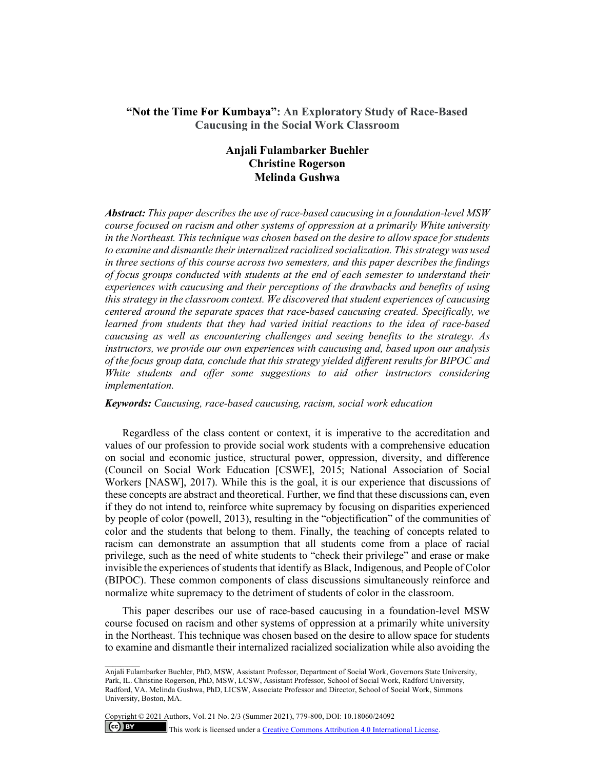# "Not the Time For Kumbaya": An Exploratory Study of Race-Based Caucusing in the Social Work Classroom

**Anjali Fulambarker Buehler**
**Christine Rogerson**
**Melinda Gushwa**

***Abstract:*** *This paper describes the use of race-based caucusing in a foundation-level MSW course focused on racism and other systems of oppression at a primarily White university in the Northeast. This technique was chosen based on the desire to allow space for students to examine and dismantle their internalized racialized socialization. This strategy was used in three sections of this course across two semesters, and this paper describes the findings of focus groups conducted with students at the end of each semester to understand their experiences with caucusing and their perceptions of the drawbacks and benefits of using this strategy in the classroom context. We discovered that student experiences of caucusing centered around the separate spaces that race-based caucusing created. Specifically, we learned from students that they had varied initial reactions to the idea of race-based caucusing as well as encountering challenges and seeing benefits to the strategy. As instructors, we provide our own experiences with caucusing and, based upon our analysis of the focus group data, conclude that this strategy yielded different results for BIPOC and White students and offer some suggestions to aid other instructors considering implementation.*

***Keywords:*** *Caucusing, race-based caucusing, racism, social work education*

Regardless of the class content or context, it is imperative to the accreditation and values of our profession to provide social work students with a comprehensive education on social and economic justice, structural power, oppression, diversity, and difference (Council on Social Work Education [CSWE], 2015; National Association of Social Workers [NASW], 2017). While this is the goal, it is our experience that discussions of these concepts are abstract and theoretical. Further, we find that these discussions can, even if they do not intend to, reinforce white supremacy by focusing on disparities experienced by people of color (powell, 2013), resulting in the "objectification" of the communities of color and the students that belong to them. Finally, the teaching of concepts related to racism can demonstrate an assumption that all students come from a place of racial privilege, such as the need of white students to "check their privilege" and erase or make invisible the experiences of students that identify as Black, Indigenous, and People of Color (BIPOC). These common components of class discussions simultaneously reinforce and normalize white supremacy to the detriment of students of color in the classroom.

This paper describes our use of race-based caucusing in a foundation-level MSW course focused on racism and other systems of oppression at a primarily white university in the Northeast. This technique was chosen based on the desire to allow space for students to examine and dismantle their internalized racialized socialization while also avoiding the

---

Anjali Fulambarker Buehler, PhD, MSW, Assistant Professor, Department of Social Work, Governors State University, Park, IL. Christine Rogerson, PhD, MSW, LCSW, Assistant Professor, School of Social Work, Radford University, Radford, VA. Melinda Gushwa, PhD, LICSW, Associate Professor and Director, School of Social Work, Simmons University, Boston, MA.

Copyright © 2021 Authors, Vol. 21 No. 2/3 (Summer 2021), 779-800, DOI: 10.18060/24092

This work is licensed under a Creative Commons Attribution 4.0 International License.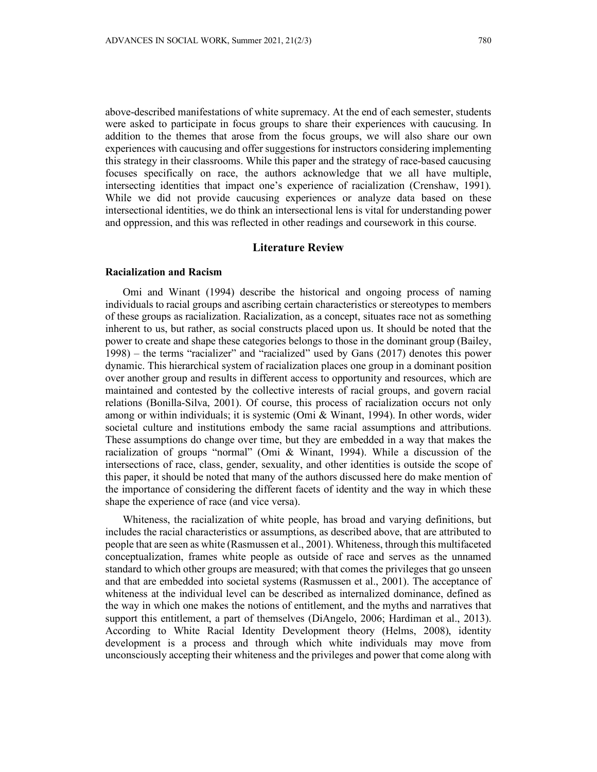above-described manifestations of white supremacy. At the end of each semester, students were asked to participate in focus groups to share their experiences with caucusing. In addition to the themes that arose from the focus groups, we will also share our own experiences with caucusing and offer suggestions for instructors considering implementing this strategy in their classrooms. While this paper and the strategy of race-based caucusing focuses specifically on race, the authors acknowledge that we all have multiple, intersecting identities that impact one's experience of racialization (Crenshaw, 1991). While we did not provide caucusing experiences or analyze data based on these intersectional identities, we do think an intersectional lens is vital for understanding power and oppression, and this was reflected in other readings and coursework in this course.

## Literature Review

### Racialization and Racism

Omi and Winant (1994) describe the historical and ongoing process of naming individuals to racial groups and ascribing certain characteristics or stereotypes to members of these groups as racialization. Racialization, as a concept, situates race not as something inherent to us, but rather, as social constructs placed upon us. It should be noted that the power to create and shape these categories belongs to those in the dominant group (Bailey, 1998) – the terms "racializer" and "racialized" used by Gans (2017) denotes this power dynamic. This hierarchical system of racialization places one group in a dominant position over another group and results in different access to opportunity and resources, which are maintained and contested by the collective interests of racial groups, and govern racial relations (Bonilla-Silva, 2001). Of course, this process of racialization occurs not only among or within individuals; it is systemic (Omi & Winant, 1994). In other words, wider societal culture and institutions embody the same racial assumptions and attributions. These assumptions do change over time, but they are embedded in a way that makes the racialization of groups "normal" (Omi & Winant, 1994). While a discussion of the intersections of race, class, gender, sexuality, and other identities is outside the scope of this paper, it should be noted that many of the authors discussed here do make mention of the importance of considering the different facets of identity and the way in which these shape the experience of race (and vice versa).

Whiteness, the racialization of white people, has broad and varying definitions, but includes the racial characteristics or assumptions, as described above, that are attributed to people that are seen as white (Rasmussen et al., 2001). Whiteness, through this multifaceted conceptualization, frames white people as outside of race and serves as the unnamed standard to which other groups are measured; with that comes the privileges that go unseen and that are embedded into societal systems (Rasmussen et al., 2001). The acceptance of whiteness at the individual level can be described as internalized dominance, defined as the way in which one makes the notions of entitlement, and the myths and narratives that support this entitlement, a part of themselves (DiAngelo, 2006; Hardiman et al., 2013). According to White Racial Identity Development theory (Helms, 2008), identity development is a process and through which white individuals may move from unconsciously accepting their whiteness and the privileges and power that come along with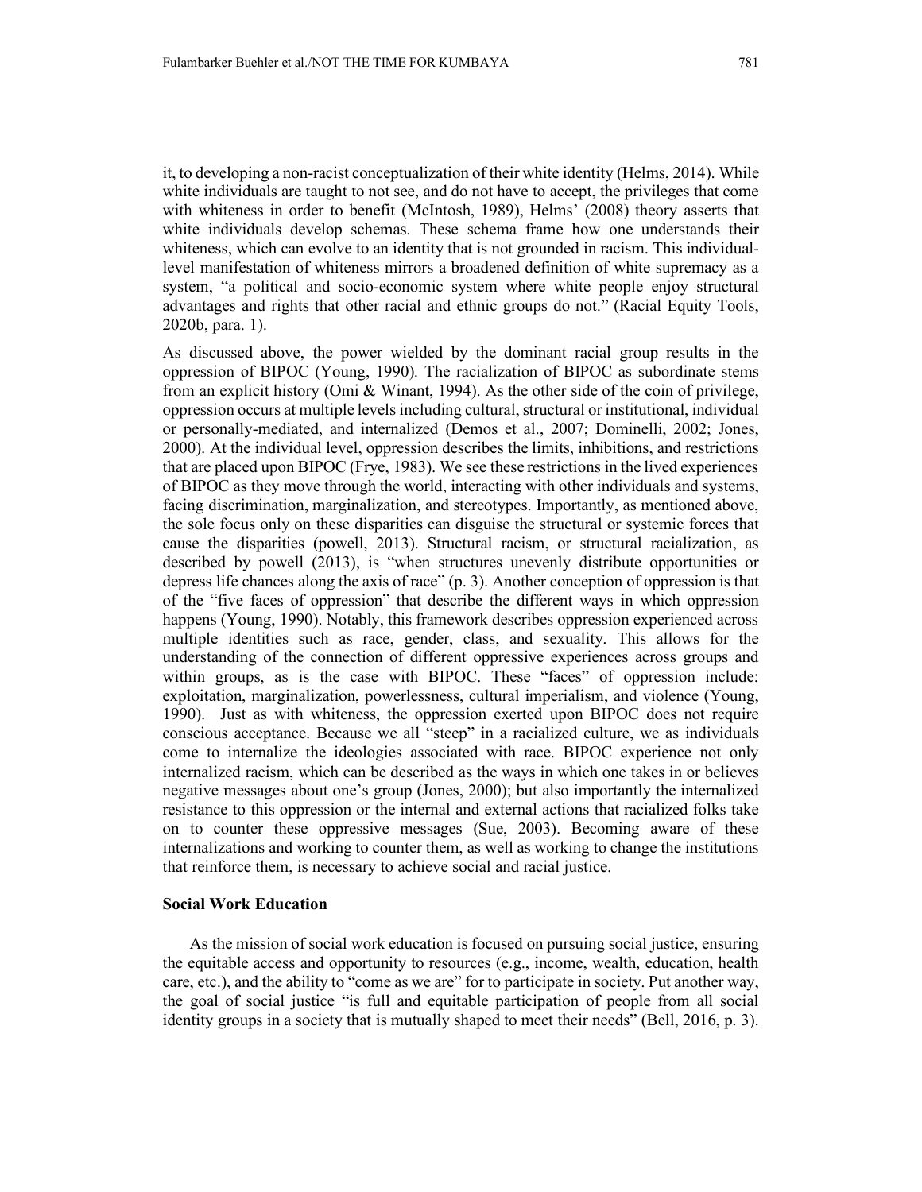it, to developing a non-racist conceptualization of their white identity (Helms, 2014). While white individuals are taught to not see, and do not have to accept, the privileges that come with whiteness in order to benefit (McIntosh, 1989), Helms' (2008) theory asserts that white individuals develop schemas. These schema frame how one understands their whiteness, which can evolve to an identity that is not grounded in racism. This individual-level manifestation of whiteness mirrors a broadened definition of white supremacy as a system, "a political and socio-economic system where white people enjoy structural advantages and rights that other racial and ethnic groups do not." (Racial Equity Tools, 2020b, para. 1).

As discussed above, the power wielded by the dominant racial group results in the oppression of BIPOC (Young, 1990). The racialization of BIPOC as subordinate stems from an explicit history (Omi & Winant, 1994). As the other side of the coin of privilege, oppression occurs at multiple levels including cultural, structural or institutional, individual or personally-mediated, and internalized (Demos et al., 2007; Dominelli, 2002; Jones, 2000). At the individual level, oppression describes the limits, inhibitions, and restrictions that are placed upon BIPOC (Frye, 1983). We see these restrictions in the lived experiences of BIPOC as they move through the world, interacting with other individuals and systems, facing discrimination, marginalization, and stereotypes. Importantly, as mentioned above, the sole focus only on these disparities can disguise the structural or systemic forces that cause the disparities (powell, 2013). Structural racism, or structural racialization, as described by powell (2013), is "when structures unevenly distribute opportunities or depress life chances along the axis of race" (p. 3). Another conception of oppression is that of the "five faces of oppression" that describe the different ways in which oppression happens (Young, 1990). Notably, this framework describes oppression experienced across multiple identities such as race, gender, class, and sexuality. This allows for the understanding of the connection of different oppressive experiences across groups and within groups, as is the case with BIPOC. These "faces" of oppression include: exploitation, marginalization, powerlessness, cultural imperialism, and violence (Young, 1990). Just as with whiteness, the oppression exerted upon BIPOC does not require conscious acceptance. Because we all "steep" in a racialized culture, we as individuals come to internalize the ideologies associated with race. BIPOC experience not only internalized racism, which can be described as the ways in which one takes in or believes negative messages about one's group (Jones, 2000); but also importantly the internalized resistance to this oppression or the internal and external actions that racialized folks take on to counter these oppressive messages (Sue, 2003). Becoming aware of these internalizations and working to counter them, as well as working to change the institutions that reinforce them, is necessary to achieve social and racial justice.

### Social Work Education

As the mission of social work education is focused on pursuing social justice, ensuring the equitable access and opportunity to resources (e.g., income, wealth, education, health care, etc.), and the ability to "come as we are" for to participate in society. Put another way, the goal of social justice "is full and equitable participation of people from all social identity groups in a society that is mutually shaped to meet their needs" (Bell, 2016, p. 3).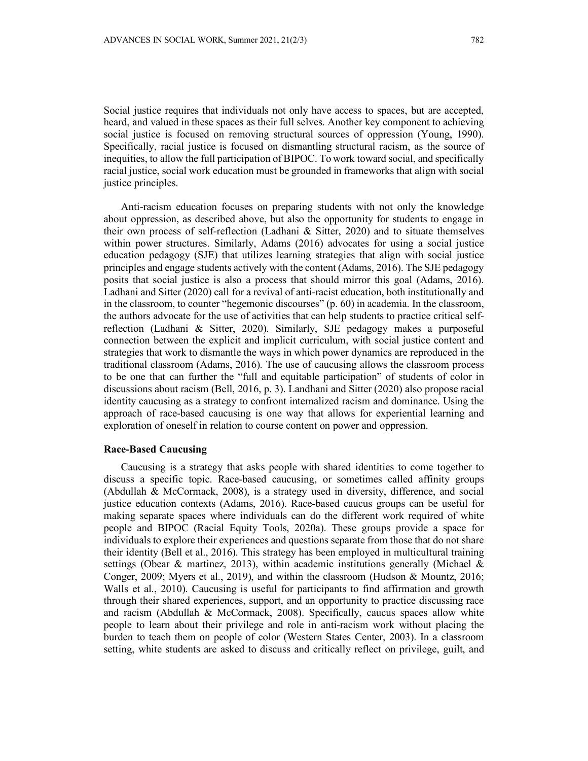Social justice requires that individuals not only have access to spaces, but are accepted, heard, and valued in these spaces as their full selves. Another key component to achieving social justice is focused on removing structural sources of oppression (Young, 1990). Specifically, racial justice is focused on dismantling structural racism, as the source of inequities, to allow the full participation of BIPOC. To work toward social, and specifically racial justice, social work education must be grounded in frameworks that align with social justice principles.

Anti-racism education focuses on preparing students with not only the knowledge about oppression, as described above, but also the opportunity for students to engage in their own process of self-reflection (Ladhani & Sitter, 2020) and to situate themselves within power structures. Similarly, Adams (2016) advocates for using a social justice education pedagogy (SJE) that utilizes learning strategies that align with social justice principles and engage students actively with the content (Adams, 2016). The SJE pedagogy posits that social justice is also a process that should mirror this goal (Adams, 2016). Ladhani and Sitter (2020) call for a revival of anti-racist education, both institutionally and in the classroom, to counter "hegemonic discourses" (p. 60) in academia. In the classroom, the authors advocate for the use of activities that can help students to practice critical self-reflection (Ladhani & Sitter, 2020). Similarly, SJE pedagogy makes a purposeful connection between the explicit and implicit curriculum, with social justice content and strategies that work to dismantle the ways in which power dynamics are reproduced in the traditional classroom (Adams, 2016). The use of caucusing allows the classroom process to be one that can further the "full and equitable participation" of students of color in discussions about racism (Bell, 2016, p. 3). Landhani and Sitter (2020) also propose racial identity caucusing as a strategy to confront internalized racism and dominance. Using the approach of race-based caucusing is one way that allows for experiential learning and exploration of oneself in relation to course content on power and oppression.

### Race-Based Caucusing

Caucusing is a strategy that asks people with shared identities to come together to discuss a specific topic. Race-based caucusing, or sometimes called affinity groups (Abdullah & McCormack, 2008), is a strategy used in diversity, difference, and social justice education contexts (Adams, 2016). Race-based caucus groups can be useful for making separate spaces where individuals can do the different work required of white people and BIPOC (Racial Equity Tools, 2020a). These groups provide a space for individuals to explore their experiences and questions separate from those that do not share their identity (Bell et al., 2016). This strategy has been employed in multicultural training settings (Obear & martinez, 2013), within academic institutions generally (Michael & Conger, 2009; Myers et al., 2019), and within the classroom (Hudson & Mountz, 2016; Walls et al., 2010). Caucusing is useful for participants to find affirmation and growth through their shared experiences, support, and an opportunity to practice discussing race and racism (Abdullah & McCormack, 2008). Specifically, caucus spaces allow white people to learn about their privilege and role in anti-racism work without placing the burden to teach them on people of color (Western States Center, 2003). In a classroom setting, white students are asked to discuss and critically reflect on privilege, guilt, and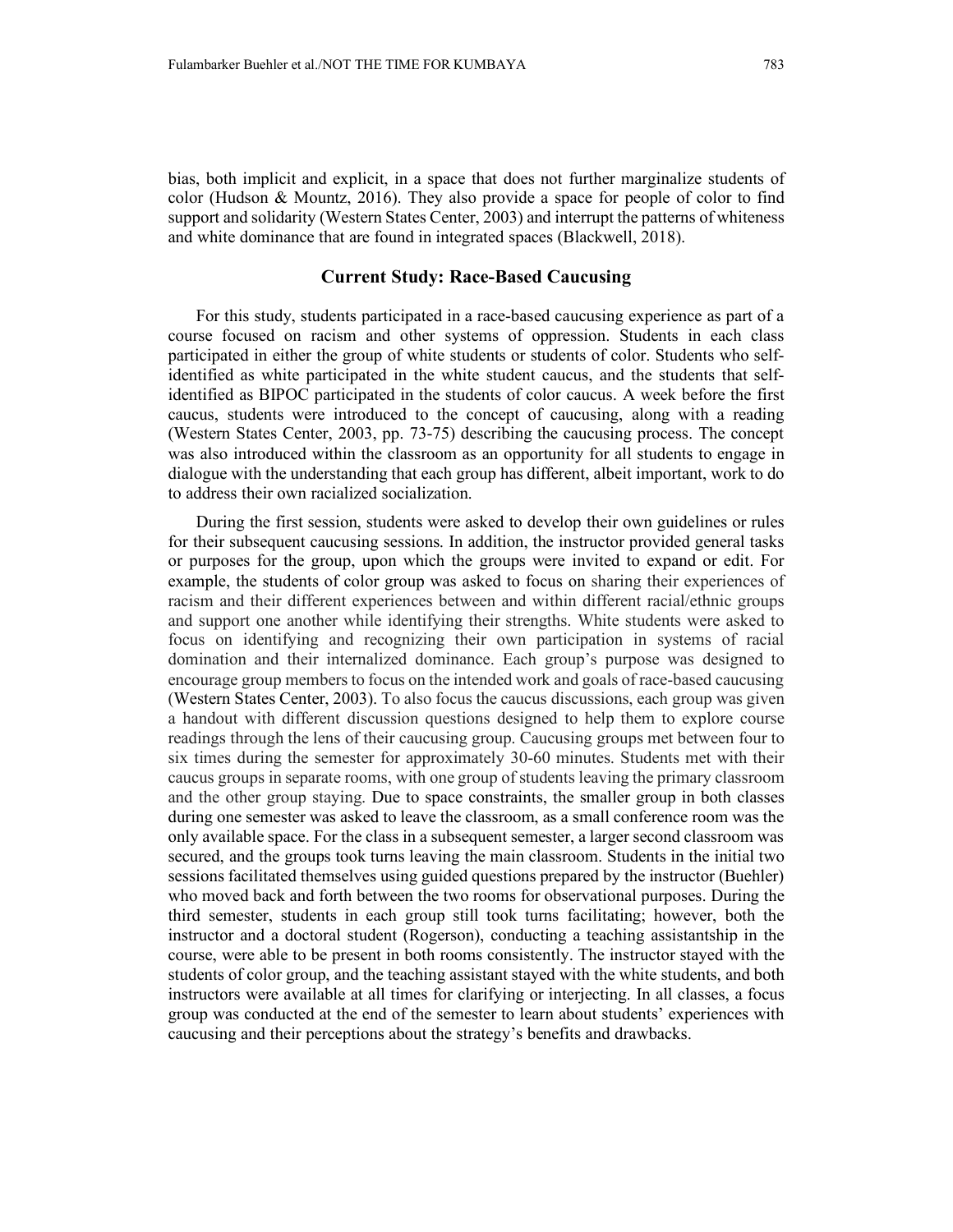bias, both implicit and explicit, in a space that does not further marginalize students of color (Hudson & Mountz, 2016). They also provide a space for people of color to find support and solidarity (Western States Center, 2003) and interrupt the patterns of whiteness and white dominance that are found in integrated spaces (Blackwell, 2018).

## Current Study: Race-Based Caucusing

For this study, students participated in a race-based caucusing experience as part of a course focused on racism and other systems of oppression. Students in each class participated in either the group of white students or students of color. Students who self-identified as white participated in the white student caucus, and the students that self-identified as BIPOC participated in the students of color caucus. A week before the first caucus, students were introduced to the concept of caucusing, along with a reading (Western States Center, 2003, pp. 73-75) describing the caucusing process. The concept was also introduced within the classroom as an opportunity for all students to engage in dialogue with the understanding that each group has different, albeit important, work to do to address their own racialized socialization.

During the first session, students were asked to develop their own guidelines or rules for their subsequent caucusing sessions. In addition, the instructor provided general tasks or purposes for the group, upon which the groups were invited to expand or edit. For example, the students of color group was asked to focus on sharing their experiences of racism and their different experiences between and within different racial/ethnic groups and support one another while identifying their strengths. White students were asked to focus on identifying and recognizing their own participation in systems of racial domination and their internalized dominance. Each group's purpose was designed to encourage group members to focus on the intended work and goals of race-based caucusing (Western States Center, 2003). To also focus the caucus discussions, each group was given a handout with different discussion questions designed to help them to explore course readings through the lens of their caucusing group. Caucusing groups met between four to six times during the semester for approximately 30-60 minutes. Students met with their caucus groups in separate rooms, with one group of students leaving the primary classroom and the other group staying. Due to space constraints, the smaller group in both classes during one semester was asked to leave the classroom, as a small conference room was the only available space. For the class in a subsequent semester, a larger second classroom was secured, and the groups took turns leaving the main classroom. Students in the initial two sessions facilitated themselves using guided questions prepared by the instructor (Buehler) who moved back and forth between the two rooms for observational purposes. During the third semester, students in each group still took turns facilitating; however, both the instructor and a doctoral student (Rogerson), conducting a teaching assistantship in the course, were able to be present in both rooms consistently. The instructor stayed with the students of color group, and the teaching assistant stayed with the white students, and both instructors were available at all times for clarifying or interjecting. In all classes, a focus group was conducted at the end of the semester to learn about students' experiences with caucusing and their perceptions about the strategy's benefits and drawbacks.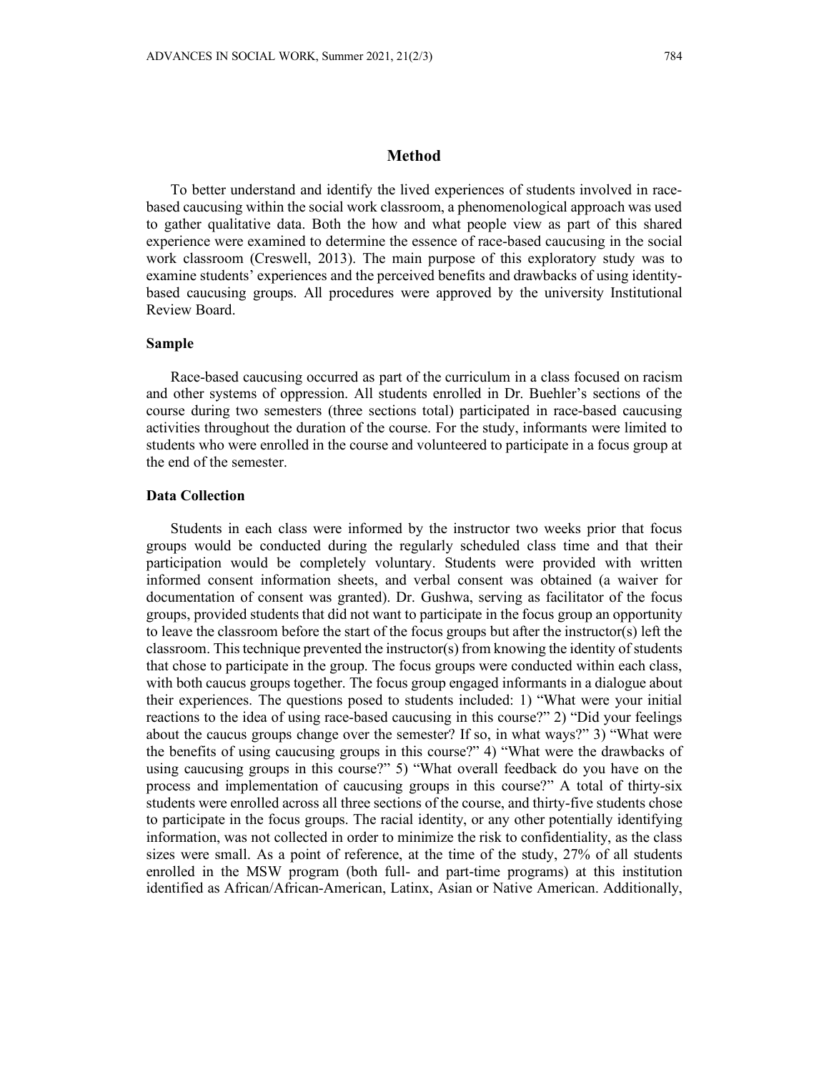## Method

To better understand and identify the lived experiences of students involved in race-based caucusing within the social work classroom, a phenomenological approach was used to gather qualitative data. Both the how and what people view as part of this shared experience were examined to determine the essence of race-based caucusing in the social work classroom (Creswell, 2013). The main purpose of this exploratory study was to examine students' experiences and the perceived benefits and drawbacks of using identity-based caucusing groups. All procedures were approved by the university Institutional Review Board.

### Sample

Race-based caucusing occurred as part of the curriculum in a class focused on racism and other systems of oppression. All students enrolled in Dr. Buehler's sections of the course during two semesters (three sections total) participated in race-based caucusing activities throughout the duration of the course. For the study, informants were limited to students who were enrolled in the course and volunteered to participate in a focus group at the end of the semester.

### Data Collection

Students in each class were informed by the instructor two weeks prior that focus groups would be conducted during the regularly scheduled class time and that their participation would be completely voluntary. Students were provided with written informed consent information sheets, and verbal consent was obtained (a waiver for documentation of consent was granted). Dr. Gushwa, serving as facilitator of the focus groups, provided students that did not want to participate in the focus group an opportunity to leave the classroom before the start of the focus groups but after the instructor(s) left the classroom. This technique prevented the instructor(s) from knowing the identity of students that chose to participate in the group. The focus groups were conducted within each class, with both caucus groups together. The focus group engaged informants in a dialogue about their experiences. The questions posed to students included: 1) "What were your initial reactions to the idea of using race-based caucusing in this course?" 2) "Did your feelings about the caucus groups change over the semester? If so, in what ways?" 3) "What were the benefits of using caucusing groups in this course?" 4) "What were the drawbacks of using caucusing groups in this course?" 5) "What overall feedback do you have on the process and implementation of caucusing groups in this course?" A total of thirty-six students were enrolled across all three sections of the course, and thirty-five students chose to participate in the focus groups. The racial identity, or any other potentially identifying information, was not collected in order to minimize the risk to confidentiality, as the class sizes were small. As a point of reference, at the time of the study, 27% of all students enrolled in the MSW program (both full- and part-time programs) at this institution identified as African/African-American, Latinx, Asian or Native American. Additionally,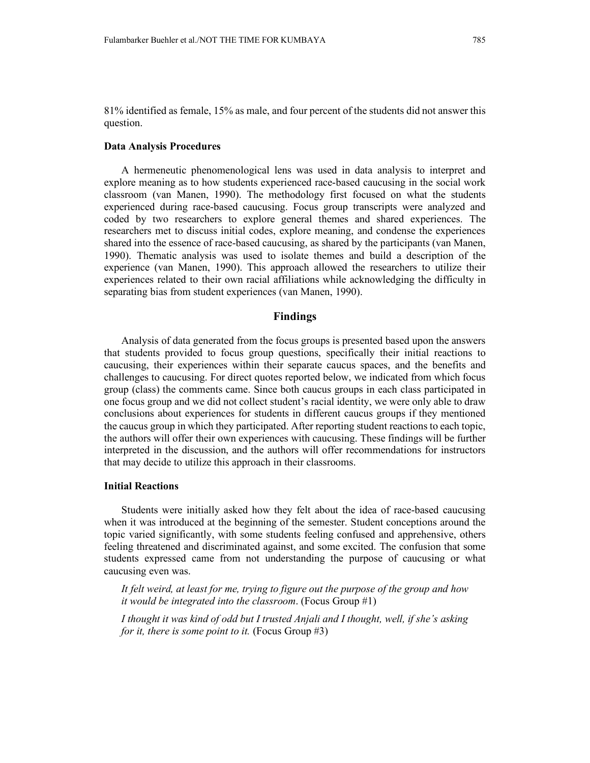81% identified as female, 15% as male, and four percent of the students did not answer this question.

### Data Analysis Procedures

A hermeneutic phenomenological lens was used in data analysis to interpret and explore meaning as to how students experienced race-based caucusing in the social work classroom (van Manen, 1990). The methodology first focused on what the students experienced during race-based caucusing. Focus group transcripts were analyzed and coded by two researchers to explore general themes and shared experiences. The researchers met to discuss initial codes, explore meaning, and condense the experiences shared into the essence of race-based caucusing, as shared by the participants (van Manen, 1990). Thematic analysis was used to isolate themes and build a description of the experience (van Manen, 1990). This approach allowed the researchers to utilize their experiences related to their own racial affiliations while acknowledging the difficulty in separating bias from student experiences (van Manen, 1990).

## Findings

Analysis of data generated from the focus groups is presented based upon the answers that students provided to focus group questions, specifically their initial reactions to caucusing, their experiences within their separate caucus spaces, and the benefits and challenges to caucusing. For direct quotes reported below, we indicated from which focus group (class) the comments came. Since both caucus groups in each class participated in one focus group and we did not collect student's racial identity, we were only able to draw conclusions about experiences for students in different caucus groups if they mentioned the caucus group in which they participated. After reporting student reactions to each topic, the authors will offer their own experiences with caucusing. These findings will be further interpreted in the discussion, and the authors will offer recommendations for instructors that may decide to utilize this approach in their classrooms.

### Initial Reactions

Students were initially asked how they felt about the idea of race-based caucusing when it was introduced at the beginning of the semester. Student conceptions around the topic varied significantly, with some students feeling confused and apprehensive, others feeling threatened and discriminated against, and some excited. The confusion that some students expressed came from not understanding the purpose of caucusing or what caucusing even was.

> *It felt weird, at least for me, trying to figure out the purpose of the group and how it would be integrated into the classroom*. (Focus Group #1)
>
> *I thought it was kind of odd but I trusted Anjali and I thought, well, if she's asking for it, there is some point to it.* (Focus Group #3)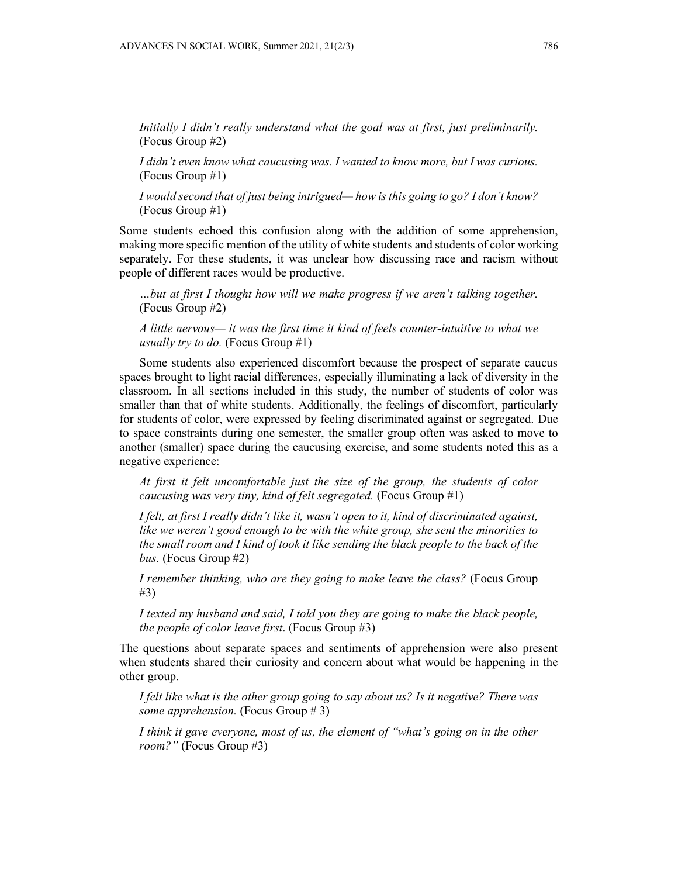*Initially I didn't really understand what the goal was at first, just preliminarily.* (Focus Group #2)

*I didn't even know what caucusing was. I wanted to know more, but I was curious.* (Focus Group #1)

*I would second that of just being intrigued— how is this going to go? I don't know?* (Focus Group #1)

Some students echoed this confusion along with the addition of some apprehension, making more specific mention of the utility of white students and students of color working separately. For these students, it was unclear how discussing race and racism without people of different races would be productive.

*…but at first I thought how will we make progress if we aren't talking together.* (Focus Group #2)

*A little nervous— it was the first time it kind of feels counter-intuitive to what we usually try to do.* (Focus Group #1)

Some students also experienced discomfort because the prospect of separate caucus spaces brought to light racial differences, especially illuminating a lack of diversity in the classroom. In all sections included in this study, the number of students of color was smaller than that of white students. Additionally, the feelings of discomfort, particularly for students of color, were expressed by feeling discriminated against or segregated. Due to space constraints during one semester, the smaller group often was asked to move to another (smaller) space during the caucusing exercise, and some students noted this as a negative experience:

*At first it felt uncomfortable just the size of the group, the students of color caucusing was very tiny, kind of felt segregated.* (Focus Group #1)

*I felt, at first I really didn't like it, wasn't open to it, kind of discriminated against, like we weren't good enough to be with the white group, she sent the minorities to the small room and I kind of took it like sending the black people to the back of the bus.* (Focus Group #2)

*I remember thinking, who are they going to make leave the class?* (Focus Group #3)

*I texted my husband and said, I told you they are going to make the black people, the people of color leave first*. (Focus Group #3)

The questions about separate spaces and sentiments of apprehension were also present when students shared their curiosity and concern about what would be happening in the other group.

*I felt like what is the other group going to say about us? Is it negative? There was some apprehension.* (Focus Group # 3)

*I think it gave everyone, most of us, the element of "what's going on in the other room?"* (Focus Group #3)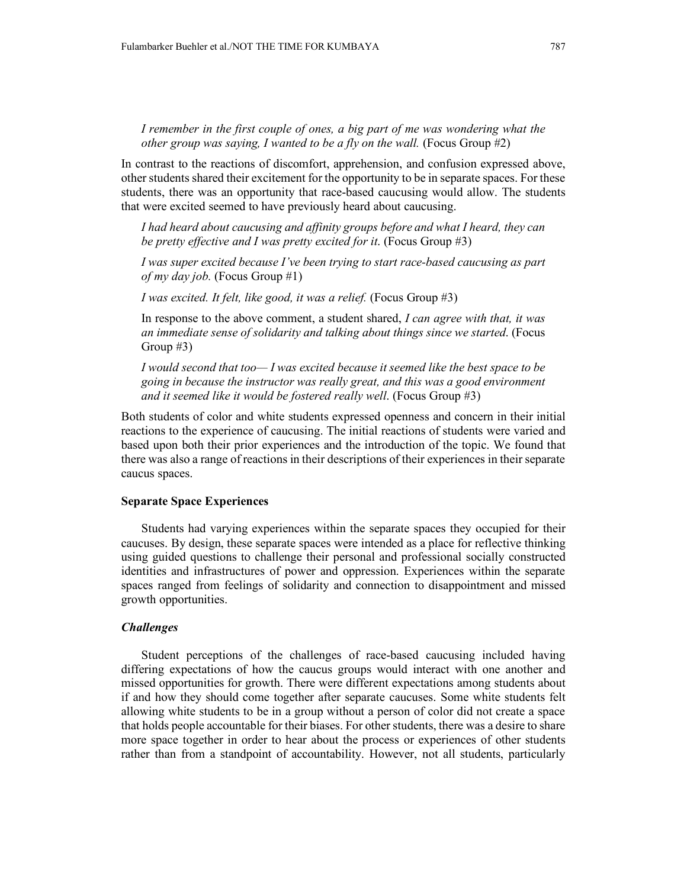*I remember in the first couple of ones, a big part of me was wondering what the other group was saying, I wanted to be a fly on the wall.* (Focus Group #2)

In contrast to the reactions of discomfort, apprehension, and confusion expressed above, other students shared their excitement for the opportunity to be in separate spaces. For these students, there was an opportunity that race-based caucusing would allow. The students that were excited seemed to have previously heard about caucusing.

> *I had heard about caucusing and affinity groups before and what I heard, they can be pretty effective and I was pretty excited for it.* (Focus Group #3)
>
> *I was super excited because I've been trying to start race-based caucusing as part of my day job.* (Focus Group #1)
>
> *I was excited. It felt, like good, it was a relief.* (Focus Group #3)
>
> In response to the above comment, a student shared, *I can agree with that, it was an immediate sense of solidarity and talking about things since we started*. (Focus Group #3)
>
> *I would second that too— I was excited because it seemed like the best space to be going in because the instructor was really great, and this was a good environment and it seemed like it would be fostered really well*. (Focus Group #3)

Both students of color and white students expressed openness and concern in their initial reactions to the experience of caucusing. The initial reactions of students were varied and based upon both their prior experiences and the introduction of the topic. We found that there was also a range of reactions in their descriptions of their experiences in their separate caucus spaces.

### Separate Space Experiences

Students had varying experiences within the separate spaces they occupied for their caucuses. By design, these separate spaces were intended as a place for reflective thinking using guided questions to challenge their personal and professional socially constructed identities and infrastructures of power and oppression. Experiences within the separate spaces ranged from feelings of solidarity and connection to disappointment and missed growth opportunities.

#### *Challenges*

Student perceptions of the challenges of race-based caucusing included having differing expectations of how the caucus groups would interact with one another and missed opportunities for growth. There were different expectations among students about if and how they should come together after separate caucuses. Some white students felt allowing white students to be in a group without a person of color did not create a space that holds people accountable for their biases. For other students, there was a desire to share more space together in order to hear about the process or experiences of other students rather than from a standpoint of accountability. However, not all students, particularly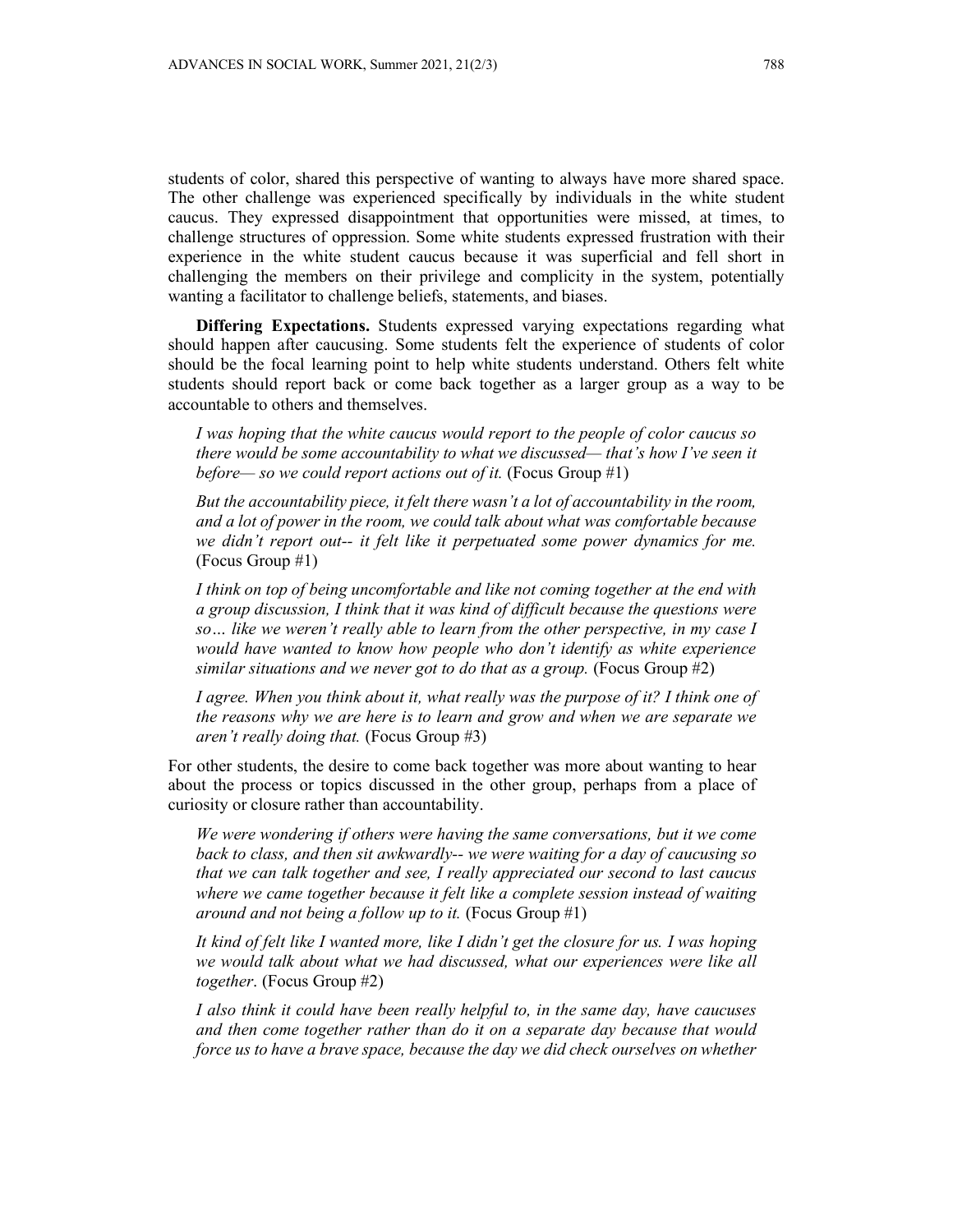students of color, shared this perspective of wanting to always have more shared space. The other challenge was experienced specifically by individuals in the white student caucus. They expressed disappointment that opportunities were missed, at times, to challenge structures of oppression. Some white students expressed frustration with their experience in the white student caucus because it was superficial and fell short in challenging the members on their privilege and complicity in the system, potentially wanting a facilitator to challenge beliefs, statements, and biases.

**Differing Expectations.** Students expressed varying expectations regarding what should happen after caucusing. Some students felt the experience of students of color should be the focal learning point to help white students understand. Others felt white students should report back or come back together as a larger group as a way to be accountable to others and themselves.

> *I was hoping that the white caucus would report to the people of color caucus so there would be some accountability to what we discussed— that's how I've seen it before— so we could report actions out of it.* (Focus Group #1)

> *But the accountability piece, it felt there wasn't a lot of accountability in the room, and a lot of power in the room, we could talk about what was comfortable because we didn't report out-- it felt like it perpetuated some power dynamics for me.* (Focus Group #1)

> *I think on top of being uncomfortable and like not coming together at the end with a group discussion, I think that it was kind of difficult because the questions were so… like we weren't really able to learn from the other perspective, in my case I would have wanted to know how people who don't identify as white experience similar situations and we never got to do that as a group.* (Focus Group #2)

> *I agree. When you think about it, what really was the purpose of it? I think one of the reasons why we are here is to learn and grow and when we are separate we aren't really doing that.* (Focus Group #3)

For other students, the desire to come back together was more about wanting to hear about the process or topics discussed in the other group, perhaps from a place of curiosity or closure rather than accountability.

> *We were wondering if others were having the same conversations, but it we come back to class, and then sit awkwardly-- we were waiting for a day of caucusing so that we can talk together and see, I really appreciated our second to last caucus where we came together because it felt like a complete session instead of waiting around and not being a follow up to it.* (Focus Group #1)

> *It kind of felt like I wanted more, like I didn't get the closure for us. I was hoping we would talk about what we had discussed, what our experiences were like all together*. (Focus Group #2)

> *I also think it could have been really helpful to, in the same day, have caucuses and then come together rather than do it on a separate day because that would force us to have a brave space, because the day we did check ourselves on whether*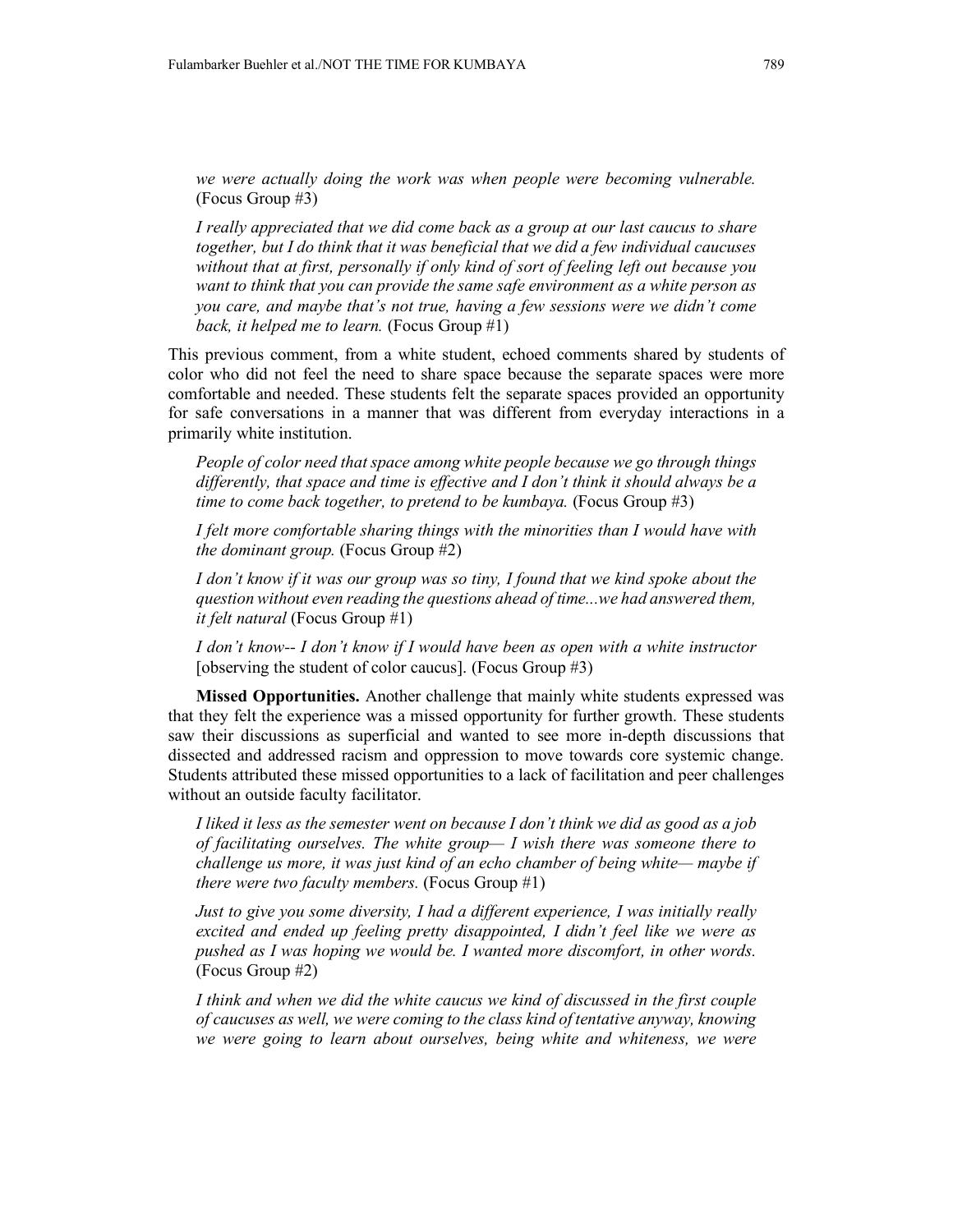*we were actually doing the work was when people were becoming vulnerable.* (Focus Group #3)

*I really appreciated that we did come back as a group at our last caucus to share together, but I do think that it was beneficial that we did a few individual caucuses without that at first, personally if only kind of sort of feeling left out because you want to think that you can provide the same safe environment as a white person as you care, and maybe that's not true, having a few sessions were we didn't come back, it helped me to learn.* (Focus Group #1)

This previous comment, from a white student, echoed comments shared by students of color who did not feel the need to share space because the separate spaces were more comfortable and needed. These students felt the separate spaces provided an opportunity for safe conversations in a manner that was different from everyday interactions in a primarily white institution.

*People of color need that space among white people because we go through things differently, that space and time is effective and I don't think it should always be a time to come back together, to pretend to be kumbaya.* (Focus Group #3)

*I felt more comfortable sharing things with the minorities than I would have with the dominant group.* (Focus Group #2)

*I don't know if it was our group was so tiny, I found that we kind spoke about the question without even reading the questions ahead of time...we had answered them, it felt natural* (Focus Group #1)

*I don't know-- I don't know if I would have been as open with a white instructor* [observing the student of color caucus]. (Focus Group #3)

**Missed Opportunities.** Another challenge that mainly white students expressed was that they felt the experience was a missed opportunity for further growth. These students saw their discussions as superficial and wanted to see more in-depth discussions that dissected and addressed racism and oppression to move towards core systemic change. Students attributed these missed opportunities to a lack of facilitation and peer challenges without an outside faculty facilitator.

*I liked it less as the semester went on because I don't think we did as good as a job of facilitating ourselves. The white group— I wish there was someone there to challenge us more, it was just kind of an echo chamber of being white— maybe if there were two faculty members.* (Focus Group #1)

*Just to give you some diversity, I had a different experience, I was initially really excited and ended up feeling pretty disappointed, I didn't feel like we were as pushed as I was hoping we would be. I wanted more discomfort, in other words.* (Focus Group #2)

*I think and when we did the white caucus we kind of discussed in the first couple of caucuses as well, we were coming to the class kind of tentative anyway, knowing we were going to learn about ourselves, being white and whiteness, we were*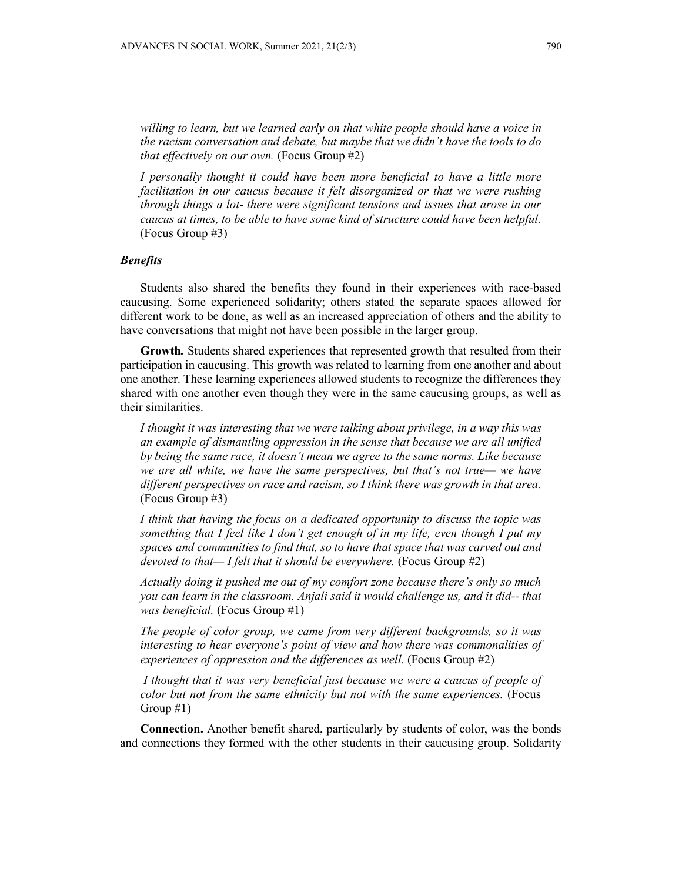*willing to learn, but we learned early on that white people should have a voice in the racism conversation and debate, but maybe that we didn't have the tools to do that effectively on our own.* (Focus Group #2)

*I personally thought it could have been more beneficial to have a little more facilitation in our caucus because it felt disorganized or that we were rushing through things a lot- there were significant tensions and issues that arose in our caucus at times, to be able to have some kind of structure could have been helpful.* (Focus Group #3)

### *Benefits*

Students also shared the benefits they found in their experiences with race-based caucusing. Some experienced solidarity; others stated the separate spaces allowed for different work to be done, as well as an increased appreciation of others and the ability to have conversations that might not have been possible in the larger group.

**Growth.** Students shared experiences that represented growth that resulted from their participation in caucusing. This growth was related to learning from one another and about one another. These learning experiences allowed students to recognize the differences they shared with one another even though they were in the same caucusing groups, as well as their similarities.

*I thought it was interesting that we were talking about privilege, in a way this was an example of dismantling oppression in the sense that because we are all unified by being the same race, it doesn't mean we agree to the same norms. Like because we are all white, we have the same perspectives, but that's not true— we have different perspectives on race and racism, so I think there was growth in that area.* (Focus Group #3)

*I think that having the focus on a dedicated opportunity to discuss the topic was something that I feel like I don't get enough of in my life, even though I put my spaces and communities to find that, so to have that space that was carved out and devoted to that— I felt that it should be everywhere.* (Focus Group #2)

*Actually doing it pushed me out of my comfort zone because there's only so much you can learn in the classroom. Anjali said it would challenge us, and it did-- that was beneficial.* (Focus Group #1)

*The people of color group, we came from very different backgrounds, so it was interesting to hear everyone's point of view and how there was commonalities of experiences of oppression and the differences as well.* (Focus Group #2)

*I thought that it was very beneficial just because we were a caucus of people of color but not from the same ethnicity but not with the same experiences.* (Focus Group #1)

**Connection.** Another benefit shared, particularly by students of color, was the bonds and connections they formed with the other students in their caucusing group. Solidarity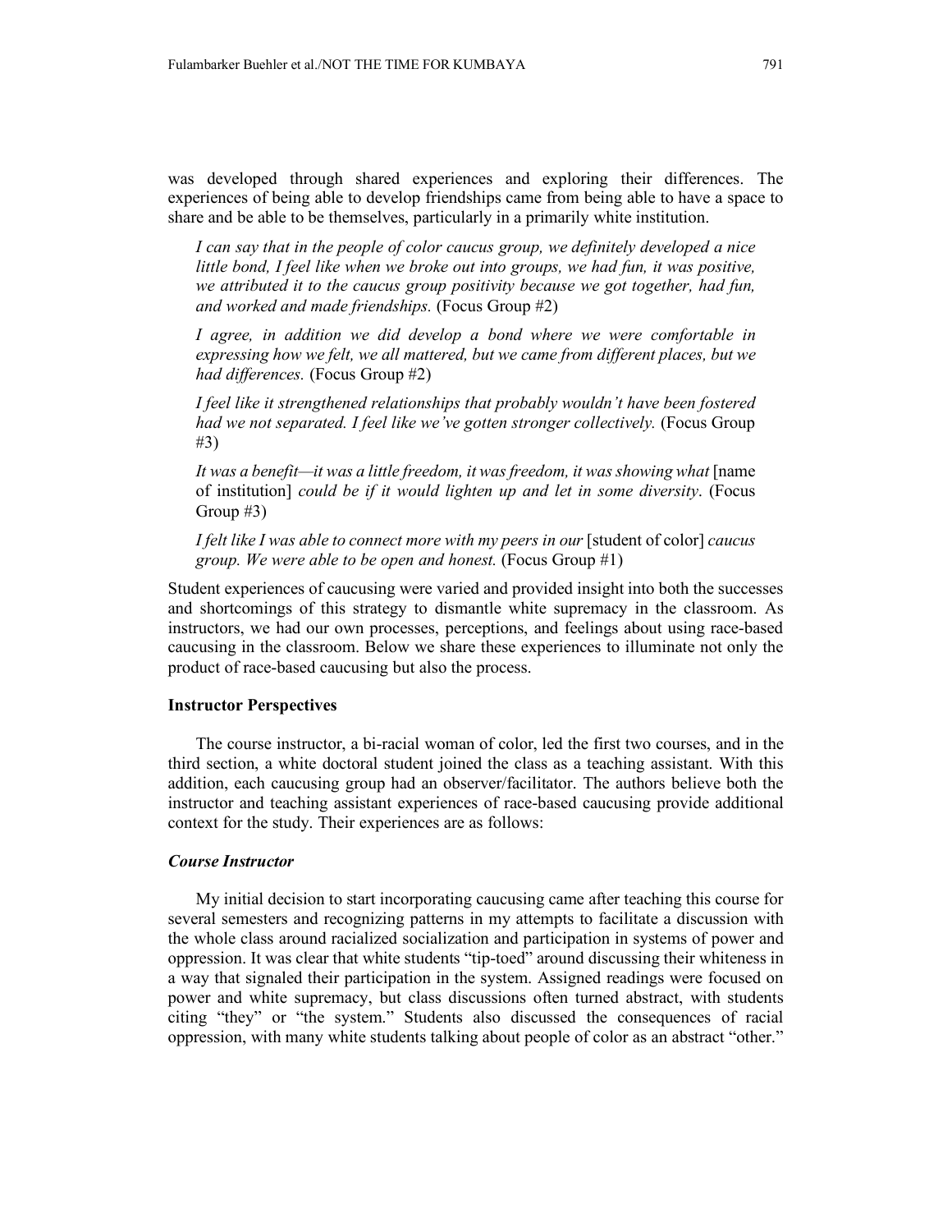was developed through shared experiences and exploring their differences. The experiences of being able to develop friendships came from being able to have a space to share and be able to be themselves, particularly in a primarily white institution.

> *I can say that in the people of color caucus group, we definitely developed a nice little bond, I feel like when we broke out into groups, we had fun, it was positive, we attributed it to the caucus group positivity because we got together, had fun, and worked and made friendships.* (Focus Group #2)

> *I agree, in addition we did develop a bond where we were comfortable in expressing how we felt, we all mattered, but we came from different places, but we had differences.* (Focus Group #2)

> *I feel like it strengthened relationships that probably wouldn't have been fostered had we not separated. I feel like we've gotten stronger collectively.* (Focus Group #3)

> *It was a benefit—it was a little freedom, it was freedom, it was showing what* [name of institution] *could be if it would lighten up and let in some diversity*. (Focus Group #3)

> *I felt like I was able to connect more with my peers in our* [student of color] *caucus group. We were able to be open and honest.* (Focus Group #1)

Student experiences of caucusing were varied and provided insight into both the successes and shortcomings of this strategy to dismantle white supremacy in the classroom. As instructors, we had our own processes, perceptions, and feelings about using race-based caucusing in the classroom. Below we share these experiences to illuminate not only the product of race-based caucusing but also the process.

**Instructor Perspectives**

The course instructor, a bi-racial woman of color, led the first two courses, and in the third section, a white doctoral student joined the class as a teaching assistant. With this addition, each caucusing group had an observer/facilitator. The authors believe both the instructor and teaching assistant experiences of race-based caucusing provide additional context for the study. Their experiences are as follows:

***Course Instructor***

My initial decision to start incorporating caucusing came after teaching this course for several semesters and recognizing patterns in my attempts to facilitate a discussion with the whole class around racialized socialization and participation in systems of power and oppression. It was clear that white students "tip-toed" around discussing their whiteness in a way that signaled their participation in the system. Assigned readings were focused on power and white supremacy, but class discussions often turned abstract, with students citing "they" or "the system." Students also discussed the consequences of racial oppression, with many white students talking about people of color as an abstract "other."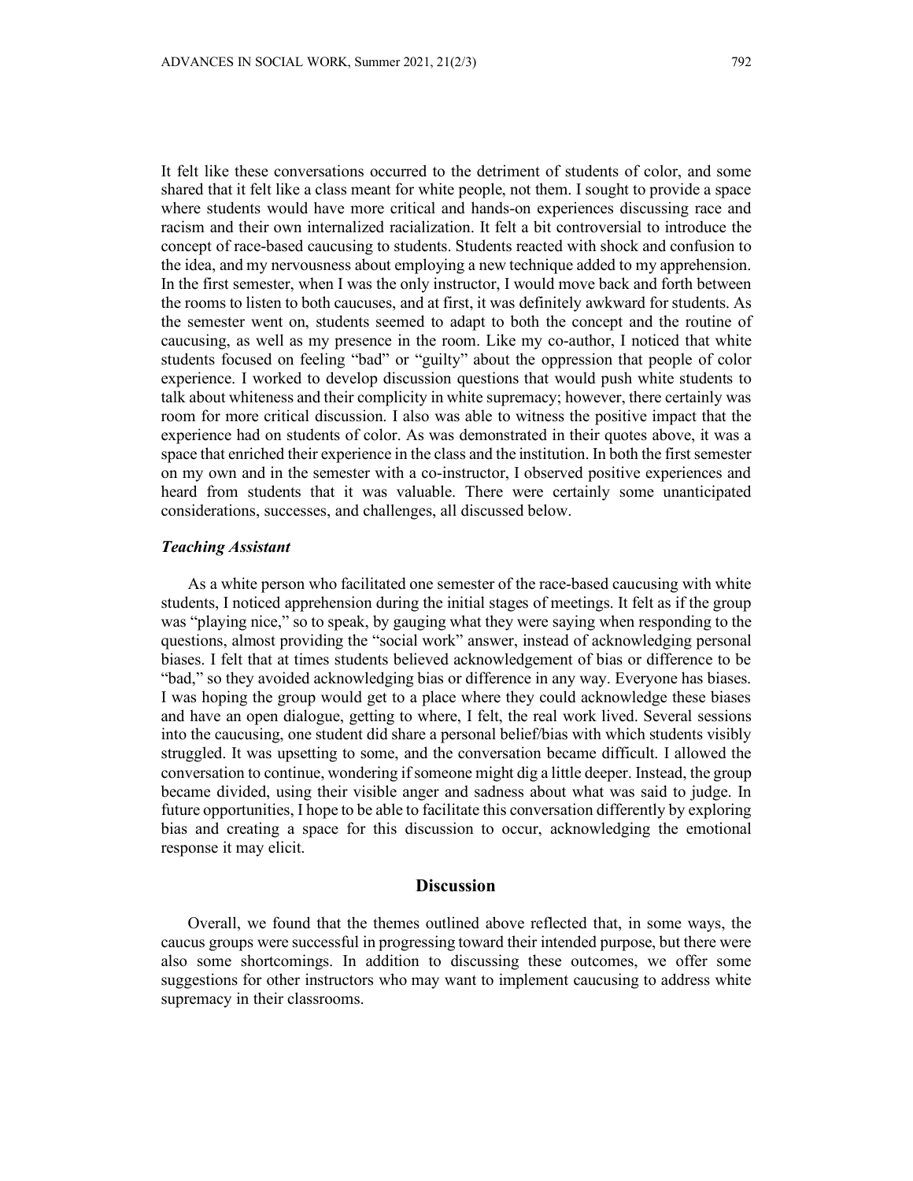It felt like these conversations occurred to the detriment of students of color, and some shared that it felt like a class meant for white people, not them. I sought to provide a space where students would have more critical and hands-on experiences discussing race and racism and their own internalized racialization. It felt a bit controversial to introduce the concept of race-based caucusing to students. Students reacted with shock and confusion to the idea, and my nervousness about employing a new technique added to my apprehension. In the first semester, when I was the only instructor, I would move back and forth between the rooms to listen to both caucuses, and at first, it was definitely awkward for students. As the semester went on, students seemed to adapt to both the concept and the routine of caucusing, as well as my presence in the room. Like my co-author, I noticed that white students focused on feeling "bad" or "guilty" about the oppression that people of color experience. I worked to develop discussion questions that would push white students to talk about whiteness and their complicity in white supremacy; however, there certainly was room for more critical discussion. I also was able to witness the positive impact that the experience had on students of color. As was demonstrated in their quotes above, it was a space that enriched their experience in the class and the institution. In both the first semester on my own and in the semester with a co-instructor, I observed positive experiences and heard from students that it was valuable. There were certainly some unanticipated considerations, successes, and challenges, all discussed below.

### *Teaching Assistant*

As a white person who facilitated one semester of the race-based caucusing with white students, I noticed apprehension during the initial stages of meetings. It felt as if the group was "playing nice," so to speak, by gauging what they were saying when responding to the questions, almost providing the "social work" answer, instead of acknowledging personal biases. I felt that at times students believed acknowledgement of bias or difference to be "bad," so they avoided acknowledging bias or difference in any way. Everyone has biases. I was hoping the group would get to a place where they could acknowledge these biases and have an open dialogue, getting to where, I felt, the real work lived. Several sessions into the caucusing, one student did share a personal belief/bias with which students visibly struggled. It was upsetting to some, and the conversation became difficult. I allowed the conversation to continue, wondering if someone might dig a little deeper. Instead, the group became divided, using their visible anger and sadness about what was said to judge. In future opportunities, I hope to be able to facilitate this conversation differently by exploring bias and creating a space for this discussion to occur, acknowledging the emotional response it may elicit.

## Discussion

Overall, we found that the themes outlined above reflected that, in some ways, the caucus groups were successful in progressing toward their intended purpose, but there were also some shortcomings. In addition to discussing these outcomes, we offer some suggestions for other instructors who may want to implement caucusing to address white supremacy in their classrooms.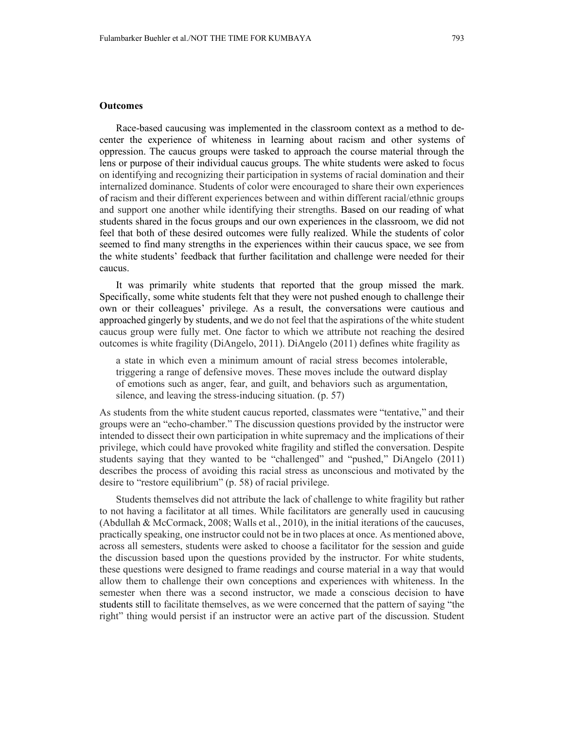### Outcomes

Race-based caucusing was implemented in the classroom context as a method to de-center the experience of whiteness in learning about racism and other systems of oppression. The caucus groups were tasked to approach the course material through the lens or purpose of their individual caucus groups. The white students were asked to focus on identifying and recognizing their participation in systems of racial domination and their internalized dominance. Students of color were encouraged to share their own experiences of racism and their different experiences between and within different racial/ethnic groups and support one another while identifying their strengths. Based on our reading of what students shared in the focus groups and our own experiences in the classroom, we did not feel that both of these desired outcomes were fully realized. While the students of color seemed to find many strengths in the experiences within their caucus space, we see from the white students' feedback that further facilitation and challenge were needed for their caucus.

It was primarily white students that reported that the group missed the mark. Specifically, some white students felt that they were not pushed enough to challenge their own or their colleagues' privilege. As a result, the conversations were cautious and approached gingerly by students, and we do not feel that the aspirations of the white student caucus group were fully met. One factor to which we attribute not reaching the desired outcomes is white fragility (DiAngelo, 2011). DiAngelo (2011) defines white fragility as

> a state in which even a minimum amount of racial stress becomes intolerable, triggering a range of defensive moves. These moves include the outward display of emotions such as anger, fear, and guilt, and behaviors such as argumentation, silence, and leaving the stress-inducing situation. (p. 57)

As students from the white student caucus reported, classmates were "tentative," and their groups were an "echo-chamber." The discussion questions provided by the instructor were intended to dissect their own participation in white supremacy and the implications of their privilege, which could have provoked white fragility and stifled the conversation. Despite students saying that they wanted to be "challenged" and "pushed," DiAngelo (2011) describes the process of avoiding this racial stress as unconscious and motivated by the desire to "restore equilibrium" (p. 58) of racial privilege.

Students themselves did not attribute the lack of challenge to white fragility but rather to not having a facilitator at all times. While facilitators are generally used in caucusing (Abdullah & McCormack, 2008; Walls et al., 2010), in the initial iterations of the caucuses, practically speaking, one instructor could not be in two places at once. As mentioned above, across all semesters, students were asked to choose a facilitator for the session and guide the discussion based upon the questions provided by the instructor. For white students, these questions were designed to frame readings and course material in a way that would allow them to challenge their own conceptions and experiences with whiteness. In the semester when there was a second instructor, we made a conscious decision to have students still to facilitate themselves, as we were concerned that the pattern of saying "the right" thing would persist if an instructor were an active part of the discussion. Student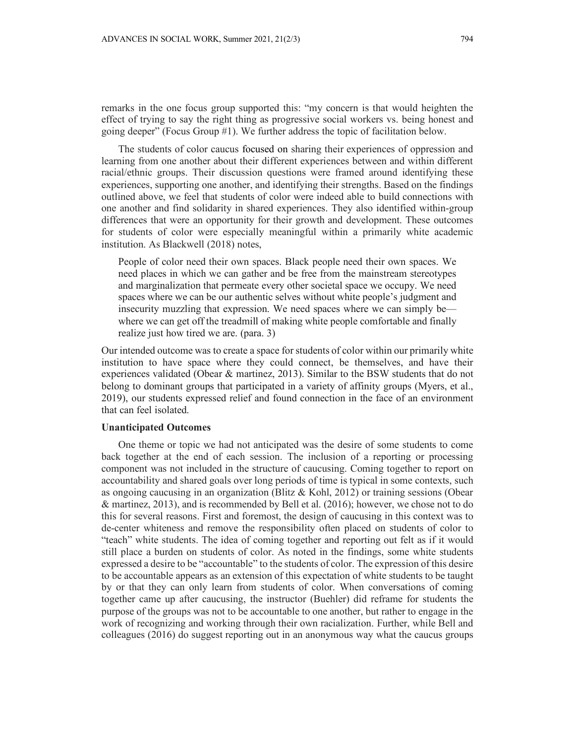remarks in the one focus group supported this: "my concern is that would heighten the effect of trying to say the right thing as progressive social workers vs. being honest and going deeper" (Focus Group #1). We further address the topic of facilitation below.

The students of color caucus focused on sharing their experiences of oppression and learning from one another about their different experiences between and within different racial/ethnic groups. Their discussion questions were framed around identifying these experiences, supporting one another, and identifying their strengths. Based on the findings outlined above, we feel that students of color were indeed able to build connections with one another and find solidarity in shared experiences. They also identified within-group differences that were an opportunity for their growth and development. These outcomes for students of color were especially meaningful within a primarily white academic institution. As Blackwell (2018) notes,

> People of color need their own spaces. Black people need their own spaces. We need places in which we can gather and be free from the mainstream stereotypes and marginalization that permeate every other societal space we occupy. We need spaces where we can be our authentic selves without white people's judgment and insecurity muzzling that expression. We need spaces where we can simply be—where we can get off the treadmill of making white people comfortable and finally realize just how tired we are. (para. 3)

Our intended outcome was to create a space for students of color within our primarily white institution to have space where they could connect, be themselves, and have their experiences validated (Obear & martinez, 2013). Similar to the BSW students that do not belong to dominant groups that participated in a variety of affinity groups (Myers, et al., 2019), our students expressed relief and found connection in the face of an environment that can feel isolated.

**Unanticipated Outcomes**

One theme or topic we had not anticipated was the desire of some students to come back together at the end of each session. The inclusion of a reporting or processing component was not included in the structure of caucusing. Coming together to report on accountability and shared goals over long periods of time is typical in some contexts, such as ongoing caucusing in an organization (Blitz & Kohl, 2012) or training sessions (Obear & martinez, 2013), and is recommended by Bell et al. (2016); however, we chose not to do this for several reasons. First and foremost, the design of caucusing in this context was to de-center whiteness and remove the responsibility often placed on students of color to "teach" white students. The idea of coming together and reporting out felt as if it would still place a burden on students of color. As noted in the findings, some white students expressed a desire to be "accountable" to the students of color. The expression of this desire to be accountable appears as an extension of this expectation of white students to be taught by or that they can only learn from students of color. When conversations of coming together came up after caucusing, the instructor (Buehler) did reframe for students the purpose of the groups was not to be accountable to one another, but rather to engage in the work of recognizing and working through their own racialization. Further, while Bell and colleagues (2016) do suggest reporting out in an anonymous way what the caucus groups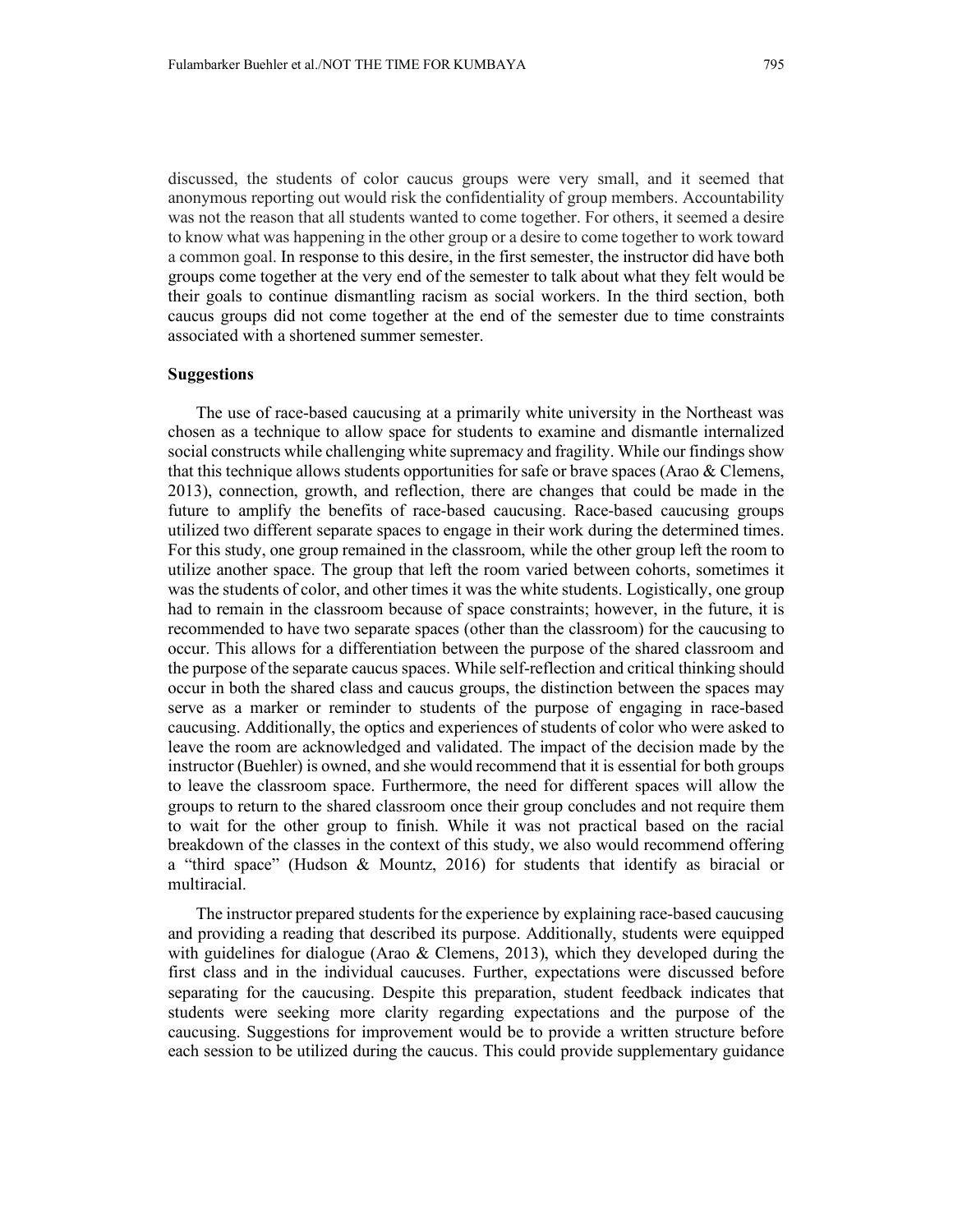discussed, the students of color caucus groups were very small, and it seemed that anonymous reporting out would risk the confidentiality of group members. Accountability was not the reason that all students wanted to come together. For others, it seemed a desire to know what was happening in the other group or a desire to come together to work toward a common goal. In response to this desire, in the first semester, the instructor did have both groups come together at the very end of the semester to talk about what they felt would be their goals to continue dismantling racism as social workers. In the third section, both caucus groups did not come together at the end of the semester due to time constraints associated with a shortened summer semester.

### Suggestions

The use of race-based caucusing at a primarily white university in the Northeast was chosen as a technique to allow space for students to examine and dismantle internalized social constructs while challenging white supremacy and fragility. While our findings show that this technique allows students opportunities for safe or brave spaces (Arao & Clemens, 2013), connection, growth, and reflection, there are changes that could be made in the future to amplify the benefits of race-based caucusing. Race-based caucusing groups utilized two different separate spaces to engage in their work during the determined times. For this study, one group remained in the classroom, while the other group left the room to utilize another space. The group that left the room varied between cohorts, sometimes it was the students of color, and other times it was the white students. Logistically, one group had to remain in the classroom because of space constraints; however, in the future, it is recommended to have two separate spaces (other than the classroom) for the caucusing to occur. This allows for a differentiation between the purpose of the shared classroom and the purpose of the separate caucus spaces. While self-reflection and critical thinking should occur in both the shared class and caucus groups, the distinction between the spaces may serve as a marker or reminder to students of the purpose of engaging in race-based caucusing. Additionally, the optics and experiences of students of color who were asked to leave the room are acknowledged and validated. The impact of the decision made by the instructor (Buehler) is owned, and she would recommend that it is essential for both groups to leave the classroom space. Furthermore, the need for different spaces will allow the groups to return to the shared classroom once their group concludes and not require them to wait for the other group to finish. While it was not practical based on the racial breakdown of the classes in the context of this study, we also would recommend offering a "third space" (Hudson & Mountz, 2016) for students that identify as biracial or multiracial.

The instructor prepared students for the experience by explaining race-based caucusing and providing a reading that described its purpose. Additionally, students were equipped with guidelines for dialogue (Arao & Clemens, 2013), which they developed during the first class and in the individual caucuses. Further, expectations were discussed before separating for the caucusing. Despite this preparation, student feedback indicates that students were seeking more clarity regarding expectations and the purpose of the caucusing. Suggestions for improvement would be to provide a written structure before each session to be utilized during the caucus. This could provide supplementary guidance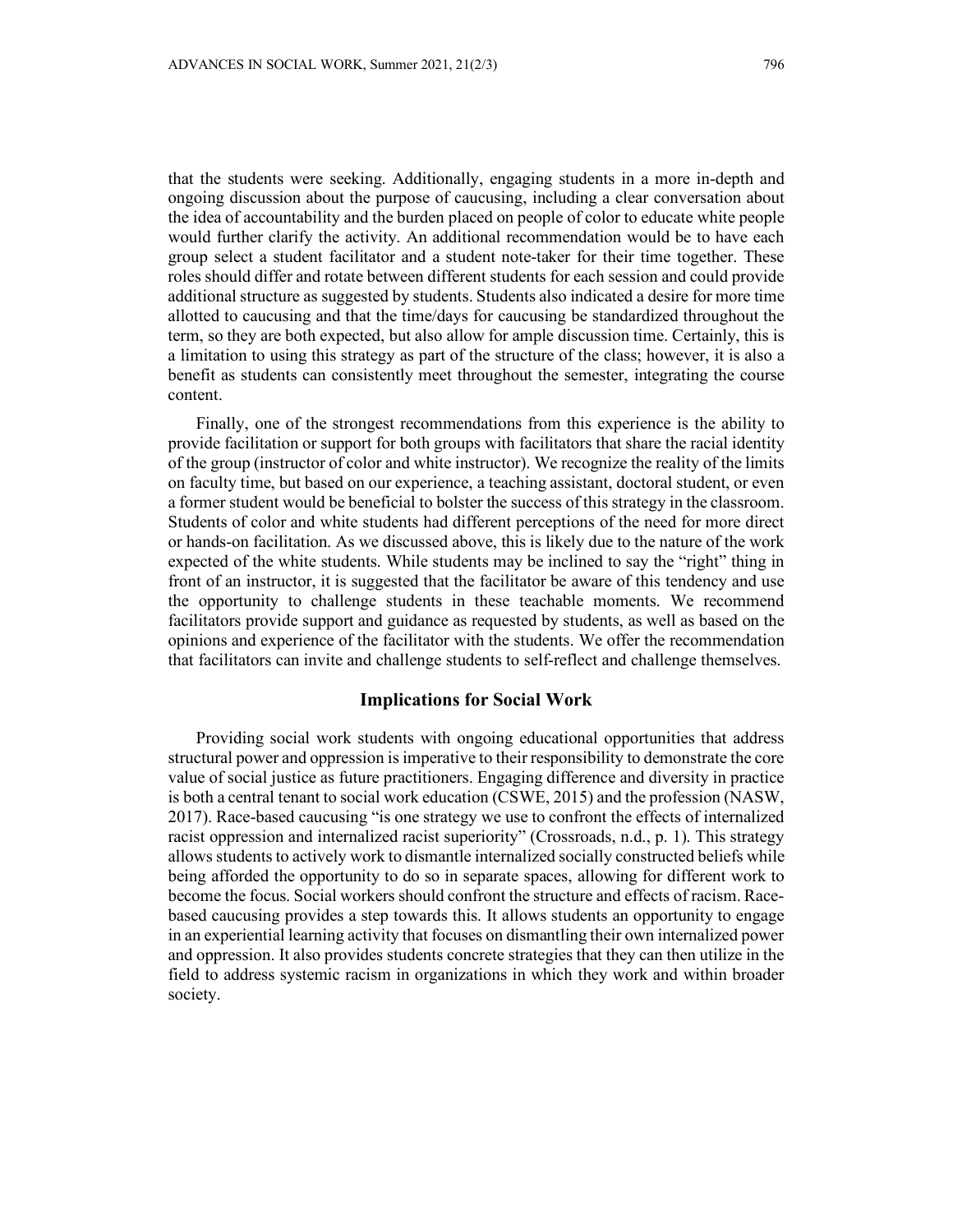that the students were seeking. Additionally, engaging students in a more in-depth and ongoing discussion about the purpose of caucusing, including a clear conversation about the idea of accountability and the burden placed on people of color to educate white people would further clarify the activity. An additional recommendation would be to have each group select a student facilitator and a student note-taker for their time together. These roles should differ and rotate between different students for each session and could provide additional structure as suggested by students. Students also indicated a desire for more time allotted to caucusing and that the time/days for caucusing be standardized throughout the term, so they are both expected, but also allow for ample discussion time. Certainly, this is a limitation to using this strategy as part of the structure of the class; however, it is also a benefit as students can consistently meet throughout the semester, integrating the course content.

Finally, one of the strongest recommendations from this experience is the ability to provide facilitation or support for both groups with facilitators that share the racial identity of the group (instructor of color and white instructor). We recognize the reality of the limits on faculty time, but based on our experience, a teaching assistant, doctoral student, or even a former student would be beneficial to bolster the success of this strategy in the classroom. Students of color and white students had different perceptions of the need for more direct or hands-on facilitation. As we discussed above, this is likely due to the nature of the work expected of the white students. While students may be inclined to say the "right" thing in front of an instructor, it is suggested that the facilitator be aware of this tendency and use the opportunity to challenge students in these teachable moments. We recommend facilitators provide support and guidance as requested by students, as well as based on the opinions and experience of the facilitator with the students. We offer the recommendation that facilitators can invite and challenge students to self-reflect and challenge themselves.

## Implications for Social Work

Providing social work students with ongoing educational opportunities that address structural power and oppression is imperative to their responsibility to demonstrate the core value of social justice as future practitioners. Engaging difference and diversity in practice is both a central tenant to social work education (CSWE, 2015) and the profession (NASW, 2017). Race-based caucusing "is one strategy we use to confront the effects of internalized racist oppression and internalized racist superiority" (Crossroads, n.d., p. 1). This strategy allows students to actively work to dismantle internalized socially constructed beliefs while being afforded the opportunity to do so in separate spaces, allowing for different work to become the focus. Social workers should confront the structure and effects of racism. Race-based caucusing provides a step towards this. It allows students an opportunity to engage in an experiential learning activity that focuses on dismantling their own internalized power and oppression. It also provides students concrete strategies that they can then utilize in the field to address systemic racism in organizations in which they work and within broader society.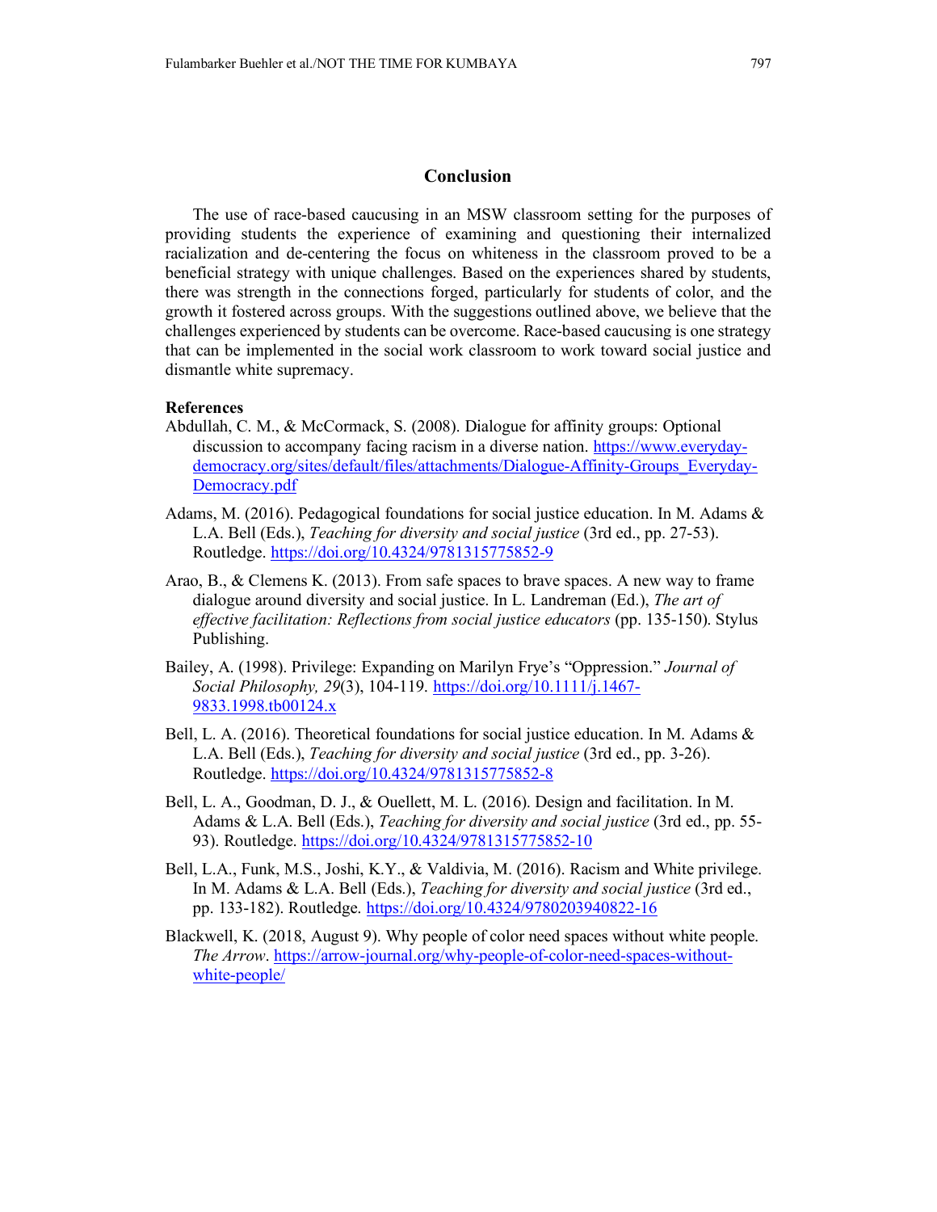## Conclusion

The use of race-based caucusing in an MSW classroom setting for the purposes of providing students the experience of examining and questioning their internalized racialization and de-centering the focus on whiteness in the classroom proved to be a beneficial strategy with unique challenges. Based on the experiences shared by students, there was strength in the connections forged, particularly for students of color, and the growth it fostered across groups. With the suggestions outlined above, we believe that the challenges experienced by students can be overcome. Race-based caucusing is one strategy that can be implemented in the social work classroom to work toward social justice and dismantle white supremacy.

### References

Abdullah, C. M., & McCormack, S. (2008). Dialogue for affinity groups: Optional discussion to accompany facing racism in a diverse nation. https://www.everyday-democracy.org/sites/default/files/attachments/Dialogue-Affinity-Groups_Everyday-Democracy.pdf

Adams, M. (2016). Pedagogical foundations for social justice education. In M. Adams & L.A. Bell (Eds.), *Teaching for diversity and social justice* (3rd ed., pp. 27-53). Routledge. https://doi.org/10.4324/9781315775852-9

Arao, B., & Clemens K. (2013). From safe spaces to brave spaces. A new way to frame dialogue around diversity and social justice. In L. Landreman (Ed.), *The art of effective facilitation: Reflections from social justice educators* (pp. 135-150). Stylus Publishing.

Bailey, A. (1998). Privilege: Expanding on Marilyn Frye's "Oppression." *Journal of Social Philosophy, 29*(3), 104-119. https://doi.org/10.1111/j.1467-9833.1998.tb00124.x

Bell, L. A. (2016). Theoretical foundations for social justice education. In M. Adams & L.A. Bell (Eds.), *Teaching for diversity and social justice* (3rd ed., pp. 3-26). Routledge. https://doi.org/10.4324/9781315775852-8

Bell, L. A., Goodman, D. J., & Ouellett, M. L. (2016). Design and facilitation. In M. Adams & L.A. Bell (Eds.), *Teaching for diversity and social justice* (3rd ed., pp. 55-93). Routledge. https://doi.org/10.4324/9781315775852-10

Bell, L.A., Funk, M.S., Joshi, K.Y., & Valdivia, M. (2016). Racism and White privilege. In M. Adams & L.A. Bell (Eds.), *Teaching for diversity and social justice* (3rd ed., pp. 133-182). Routledge. https://doi.org/10.4324/9780203940822-16

Blackwell, K. (2018, August 9). Why people of color need spaces without white people. *The Arrow*. https://arrow-journal.org/why-people-of-color-need-spaces-without-white-people/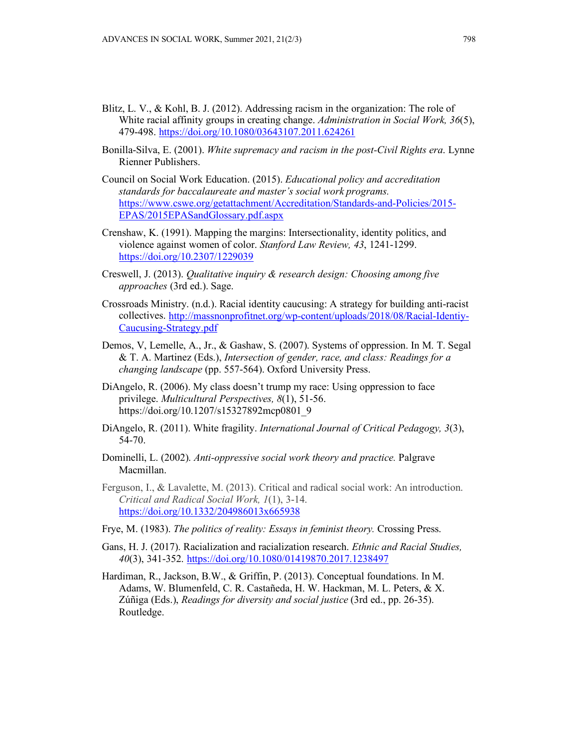Blitz, L. V., & Kohl, B. J. (2012). Addressing racism in the organization: The role of White racial affinity groups in creating change. *Administration in Social Work, 36*(5), 479-498. https://doi.org/10.1080/03643107.2011.624261

Bonilla-Silva, E. (2001). *White supremacy and racism in the post-Civil Rights era*. Lynne Rienner Publishers.

Council on Social Work Education. (2015). *Educational policy and accreditation standards for baccalaureate and master's social work programs.* https://www.cswe.org/getattachment/Accreditation/Standards-and-Policies/2015-EPAS/2015EPASandGlossary.pdf.aspx

Crenshaw, K. (1991). Mapping the margins: Intersectionality, identity politics, and violence against women of color. *Stanford Law Review, 43*, 1241-1299. https://doi.org/10.2307/1229039

Creswell, J. (2013). *Qualitative inquiry & research design: Choosing among five approaches* (3rd ed.). Sage.

Crossroads Ministry. (n.d.). Racial identity caucusing: A strategy for building anti-racist collectives. http://massnonprofitnet.org/wp-content/uploads/2018/08/Racial-Identiy-Caucusing-Strategy.pdf

Demos, V, Lemelle, A., Jr., & Gashaw, S. (2007). Systems of oppression. In M. T. Segal & T. A. Martinez (Eds.), *Intersection of gender, race, and class: Readings for a changing landscape* (pp. 557-564). Oxford University Press.

DiAngelo, R. (2006). My class doesn't trump my race: Using oppression to face privilege. *Multicultural Perspectives, 8*(1), 51-56. https://doi.org/10.1207/s15327892mcp0801_9

DiAngelo, R. (2011). White fragility. *International Journal of Critical Pedagogy, 3*(3), 54-70.

Dominelli, L. (2002). *Anti-oppressive social work theory and practice.* Palgrave Macmillan.

Ferguson, I., & Lavalette, M. (2013). Critical and radical social work: An introduction. *Critical and Radical Social Work, 1*(1), 3-14. https://doi.org/10.1332/204986013x665938

Frye, M. (1983). *The politics of reality: Essays in feminist theory.* Crossing Press.

Gans, H. J. (2017). Racialization and racialization research. *Ethnic and Racial Studies, 40*(3), 341-352. https://doi.org/10.1080/01419870.2017.1238497

Hardiman, R., Jackson, B.W., & Griffin, P. (2013). Conceptual foundations. In M. Adams, W. Blumenfeld, C. R. Castañeda, H. W. Hackman, M. L. Peters, & X. Zúñiga (Eds.), *Readings for diversity and social justice* (3rd ed., pp. 26-35). Routledge.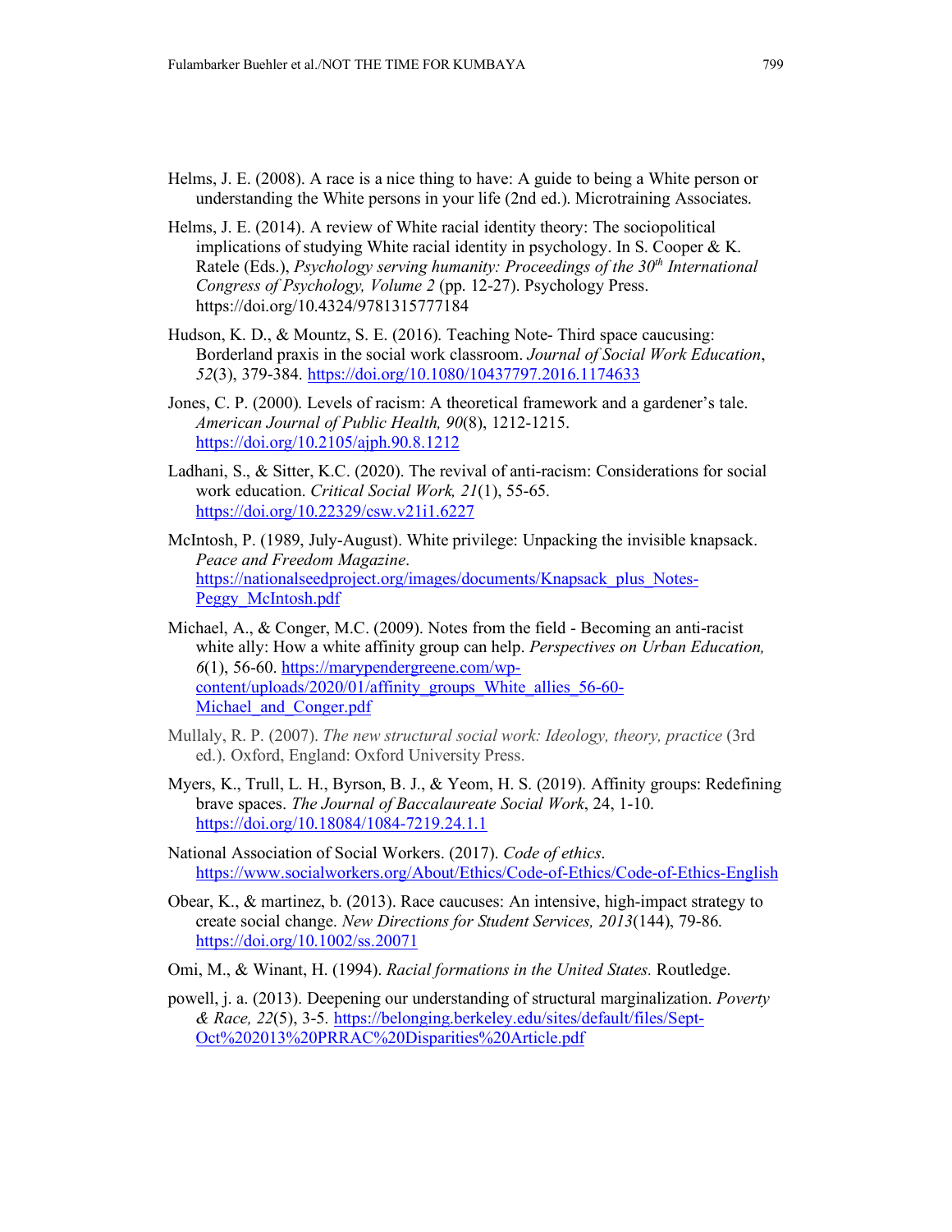Helms, J. E. (2008). A race is a nice thing to have: A guide to being a White person or understanding the White persons in your life (2nd ed.). Microtraining Associates.

Helms, J. E. (2014). A review of White racial identity theory: The sociopolitical implications of studying White racial identity in psychology. In S. Cooper & K. Ratele (Eds.), *Psychology serving humanity: Proceedings of the 30th International Congress of Psychology, Volume 2* (pp. 12-27). Psychology Press. https://doi.org/10.4324/9781315777184

Hudson, K. D., & Mountz, S. E. (2016). Teaching Note- Third space caucusing: Borderland praxis in the social work classroom. *Journal of Social Work Education*, *52*(3), 379-384. https://doi.org/10.1080/10437797.2016.1174633

Jones, C. P. (2000). Levels of racism: A theoretical framework and a gardener's tale. *American Journal of Public Health, 90*(8), 1212-1215. https://doi.org/10.2105/ajph.90.8.1212

Ladhani, S., & Sitter, K.C. (2020). The revival of anti-racism: Considerations for social work education. *Critical Social Work, 21*(1), 55-65. https://doi.org/10.22329/csw.v21i1.6227

McIntosh, P. (1989, July-August). White privilege: Unpacking the invisible knapsack. *Peace and Freedom Magazine*. https://nationalseedproject.org/images/documents/Knapsack_plus_Notes-Peggy_McIntosh.pdf

Michael, A., & Conger, M.C. (2009). Notes from the field - Becoming an anti-racist white ally: How a white affinity group can help. *Perspectives on Urban Education, 6*(1), 56-60. https://marypendergreene.com/wp-content/uploads/2020/01/affinity_groups_White_allies_56-60-Michael_and_Conger.pdf

Mullaly, R. P. (2007). *The new structural social work: Ideology, theory, practice* (3rd ed.). Oxford, England: Oxford University Press.

Myers, K., Trull, L. H., Byrson, B. J., & Yeom, H. S. (2019). Affinity groups: Redefining brave spaces. *The Journal of Baccalaureate Social Work*, 24, 1-10. https://doi.org/10.18084/1084-7219.24.1.1

National Association of Social Workers. (2017). *Code of ethics*. https://www.socialworkers.org/About/Ethics/Code-of-Ethics/Code-of-Ethics-English

Obear, K., & martinez, b. (2013). Race caucuses: An intensive, high-impact strategy to create social change. *New Directions for Student Services, 2013*(144), 79-86. https://doi.org/10.1002/ss.20071

Omi, M., & Winant, H. (1994). *Racial formations in the United States.* Routledge.

powell, j. a. (2013). Deepening our understanding of structural marginalization. *Poverty & Race, 22*(5), 3-5. https://belonging.berkeley.edu/sites/default/files/Sept-Oct%202013%20PRRAC%20Disparities%20Article.pdf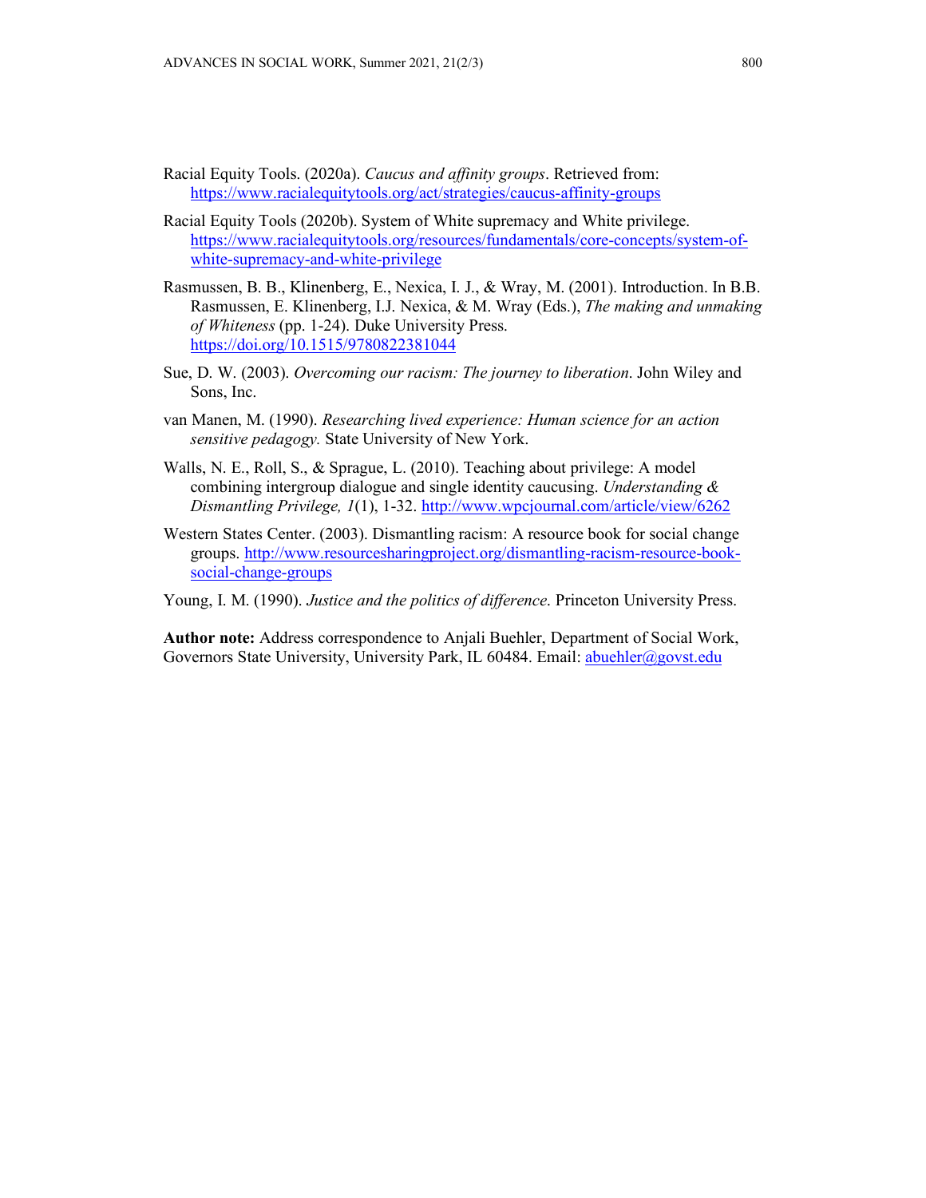Racial Equity Tools. (2020a). *Caucus and affinity groups*. Retrieved from: https://www.racialequitytools.org/act/strategies/caucus-affinity-groups

Racial Equity Tools (2020b). System of White supremacy and White privilege. https://www.racialequitytools.org/resources/fundamentals/core-concepts/system-of-white-supremacy-and-white-privilege

Rasmussen, B. B., Klinenberg, E., Nexica, I. J., & Wray, M. (2001). Introduction. In B.B. Rasmussen, E. Klinenberg, I.J. Nexica, & M. Wray (Eds.), *The making and unmaking of Whiteness* (pp. 1-24). Duke University Press. https://doi.org/10.1515/9780822381044

Sue, D. W. (2003). *Overcoming our racism: The journey to liberation*. John Wiley and Sons, Inc.

van Manen, M. (1990). *Researching lived experience: Human science for an action sensitive pedagogy.* State University of New York.

Walls, N. E., Roll, S., & Sprague, L. (2010). Teaching about privilege: A model combining intergroup dialogue and single identity caucusing. *Understanding & Dismantling Privilege, 1*(1), 1-32. http://www.wpcjournal.com/article/view/6262

Western States Center. (2003). Dismantling racism: A resource book for social change groups. http://www.resourcesharingproject.org/dismantling-racism-resource-book-social-change-groups

Young, I. M. (1990). *Justice and the politics of difference.* Princeton University Press.

**Author note:** Address correspondence to Anjali Buehler, Department of Social Work, Governors State University, University Park, IL 60484. Email: abuehler@govst.edu